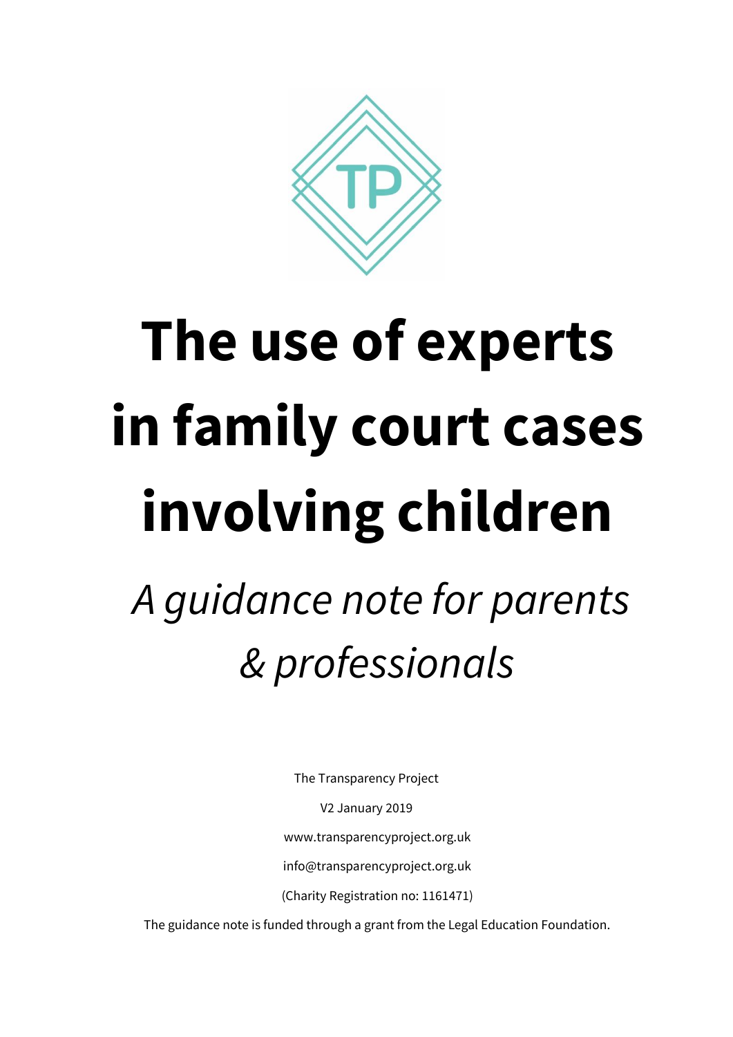# The use of experts in family court cases involving children

*A guidance note for parents & professionals*

The Transparency Project

V2 January 2019

www.transparencyproject.org.uk

info@transparencyproject.org.uk

(Charity Registration no: 1161471)

The guidance note is funded through a grant from the Legal Education Foundation.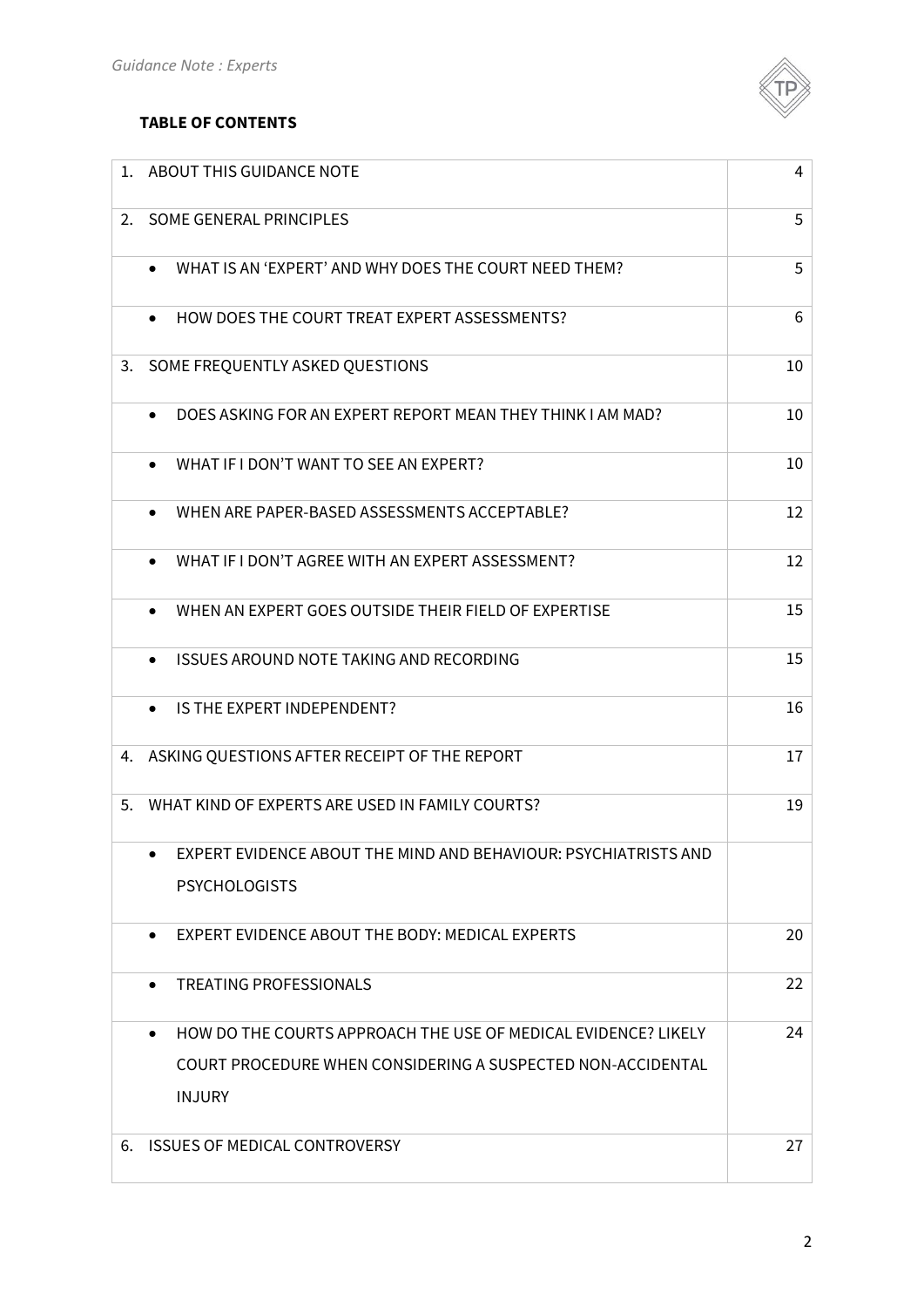**TABLE OF CONTENTS**

| | |
|---|---|
| 1. ABOUT THIS GUIDANCE NOTE | 4 |
| 2. SOME GENERAL PRINCIPLES | 5 |
| • WHAT IS AN 'EXPERT' AND WHY DOES THE COURT NEED THEM? | 5 |
| • HOW DOES THE COURT TREAT EXPERT ASSESSMENTS? | 6 |
| 3. SOME FREQUENTLY ASKED QUESTIONS | 10 |
| • DOES ASKING FOR AN EXPERT REPORT MEAN THEY THINK I AM MAD? | 10 |
| • WHAT IF I DON'T WANT TO SEE AN EXPERT? | 10 |
| • WHEN ARE PAPER-BASED ASSESSMENTS ACCEPTABLE? | 12 |
| • WHAT IF I DON'T AGREE WITH AN EXPERT ASSESSMENT? | 12 |
| • WHEN AN EXPERT GOES OUTSIDE THEIR FIELD OF EXPERTISE | 15 |
| • ISSUES AROUND NOTE TAKING AND RECORDING | 15 |
| • IS THE EXPERT INDEPENDENT? | 16 |
| 4. ASKING QUESTIONS AFTER RECEIPT OF THE REPORT | 17 |
| 5. WHAT KIND OF EXPERTS ARE USED IN FAMILY COURTS? | 19 |
| • EXPERT EVIDENCE ABOUT THE MIND AND BEHAVIOUR: PSYCHIATRISTS AND PSYCHOLOGISTS | |
| • EXPERT EVIDENCE ABOUT THE BODY: MEDICAL EXPERTS | 20 |
| • TREATING PROFESSIONALS | 22 |
| • HOW DO THE COURTS APPROACH THE USE OF MEDICAL EVIDENCE? LIKELY COURT PROCEDURE WHEN CONSIDERING A SUSPECTED NON-ACCIDENTAL INJURY | 24 |
| 6. ISSUES OF MEDICAL CONTROVERSY | 27 |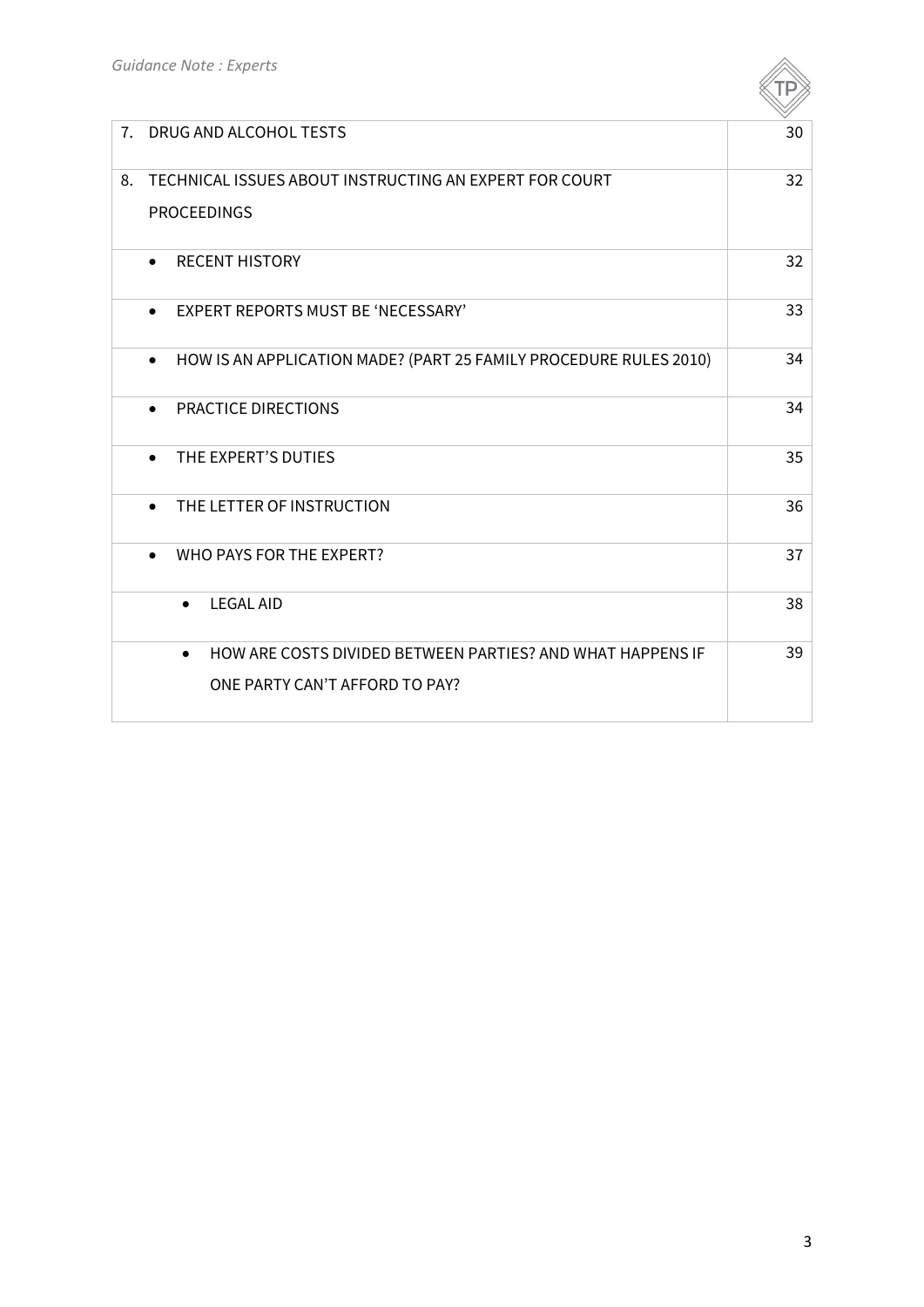| | |
|---|---|
| 7. DRUG AND ALCOHOL TESTS | 30 |
| 8. TECHNICAL ISSUES ABOUT INSTRUCTING AN EXPERT FOR COURT PROCEEDINGS | 32 |
| • RECENT HISTORY | 32 |
| • EXPERT REPORTS MUST BE 'NECESSARY' | 33 |
| • HOW IS AN APPLICATION MADE? (PART 25 FAMILY PROCEDURE RULES 2010) | 34 |
| • PRACTICE DIRECTIONS | 34 |
| • THE EXPERT'S DUTIES | 35 |
| • THE LETTER OF INSTRUCTION | 36 |
| • WHO PAYS FOR THE EXPERT? | 37 |
| • LEGAL AID | 38 |
| • HOW ARE COSTS DIVIDED BETWEEN PARTIES? AND WHAT HAPPENS IF ONE PARTY CAN'T AFFORD TO PAY? | 39 |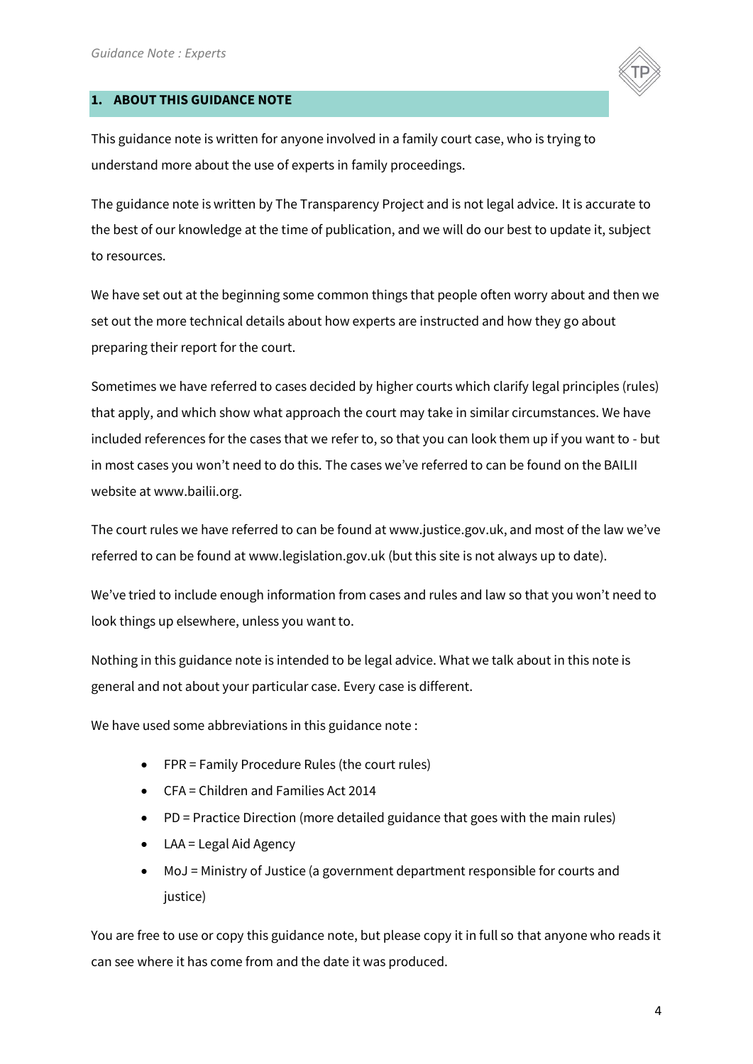## 1. ABOUT THIS GUIDANCE NOTE

This guidance note is written for anyone involved in a family court case, who is trying to understand more about the use of experts in family proceedings.

The guidance note is written by The Transparency Project and is not legal advice. It is accurate to the best of our knowledge at the time of publication, and we will do our best to update it, subject to resources.

We have set out at the beginning some common things that people often worry about and then we set out the more technical details about how experts are instructed and how they go about preparing their report for the court.

Sometimes we have referred to cases decided by higher courts which clarify legal principles (rules) that apply, and which show what approach the court may take in similar circumstances. We have included references for the cases that we refer to, so that you can look them up if you want to - but in most cases you won't need to do this. The cases we've referred to can be found on the BAILII website at www.bailii.org.

The court rules we have referred to can be found at www.justice.gov.uk, and most of the law we've referred to can be found at www.legislation.gov.uk (but this site is not always up to date).

We've tried to include enough information from cases and rules and law so that you won't need to look things up elsewhere, unless you want to.

Nothing in this guidance note is intended to be legal advice. What we talk about in this note is general and not about your particular case. Every case is different.

We have used some abbreviations in this guidance note :

- FPR = Family Procedure Rules (the court rules)
- CFA = Children and Families Act 2014
- PD = Practice Direction (more detailed guidance that goes with the main rules)
- LAA = Legal Aid Agency
- MoJ = Ministry of Justice (a government department responsible for courts and justice)

You are free to use or copy this guidance note, but please copy it in full so that anyone who reads it can see where it has come from and the date it was produced.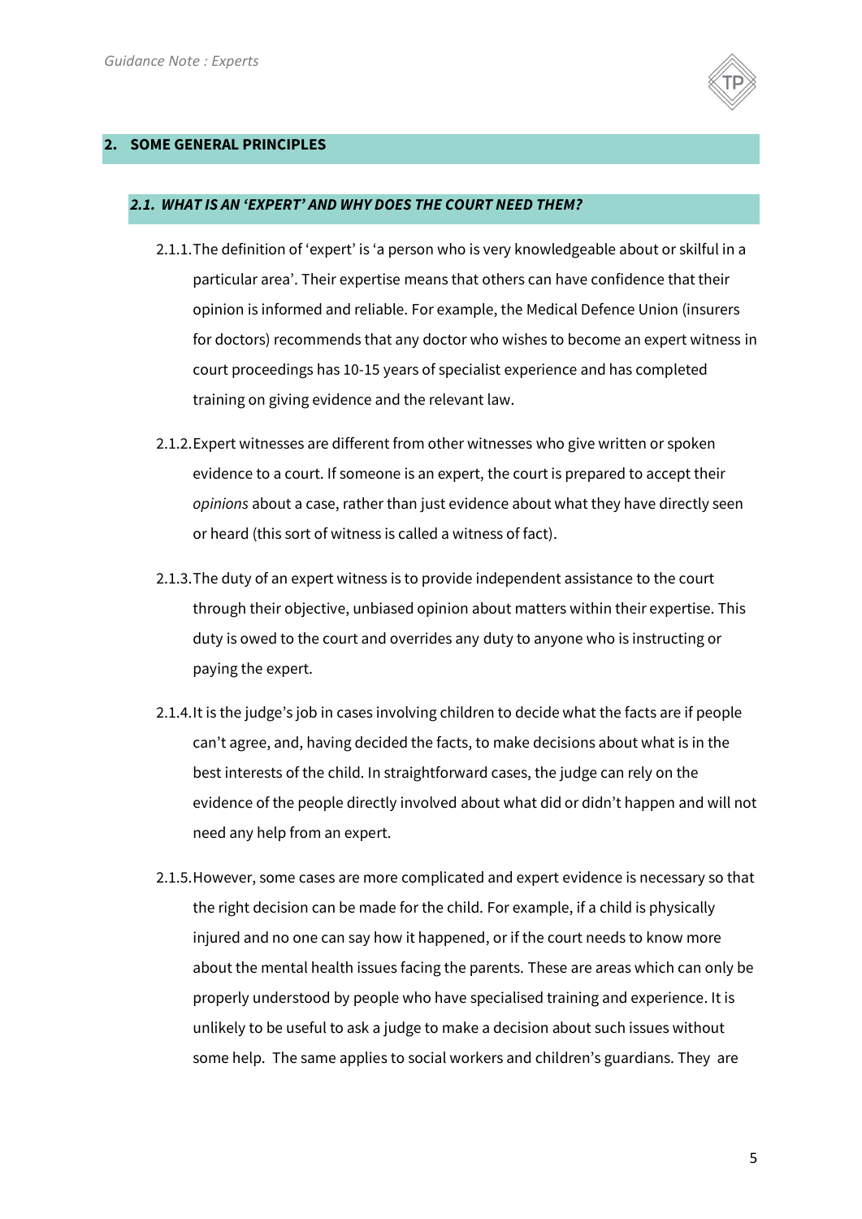## 2. SOME GENERAL PRINCIPLES

### *2.1. WHAT IS AN 'EXPERT' AND WHY DOES THE COURT NEED THEM?*

2.1.1. The definition of 'expert' is 'a person who is very knowledgeable about or skilful in a particular area'. Their expertise means that others can have confidence that their opinion is informed and reliable. For example, the Medical Defence Union (insurers for doctors) recommends that any doctor who wishes to become an expert witness in court proceedings has 10-15 years of specialist experience and has completed training on giving evidence and the relevant law.

2.1.2. Expert witnesses are different from other witnesses who give written or spoken evidence to a court. If someone is an expert, the court is prepared to accept their *opinions* about a case, rather than just evidence about what they have directly seen or heard (this sort of witness is called a witness of fact).

2.1.3. The duty of an expert witness is to provide independent assistance to the court through their objective, unbiased opinion about matters within their expertise. This duty is owed to the court and overrides any duty to anyone who is instructing or paying the expert.

2.1.4. It is the judge's job in cases involving children to decide what the facts are if people can't agree, and, having decided the facts, to make decisions about what is in the best interests of the child. In straightforward cases, the judge can rely on the evidence of the people directly involved about what did or didn't happen and will not need any help from an expert.

2.1.5. However, some cases are more complicated and expert evidence is necessary so that the right decision can be made for the child. For example, if a child is physically injured and no one can say how it happened, or if the court needs to know more about the mental health issues facing the parents. These are areas which can only be properly understood by people who have specialised training and experience. It is unlikely to be useful to ask a judge to make a decision about such issues without some help. The same applies to social workers and children's guardians. They are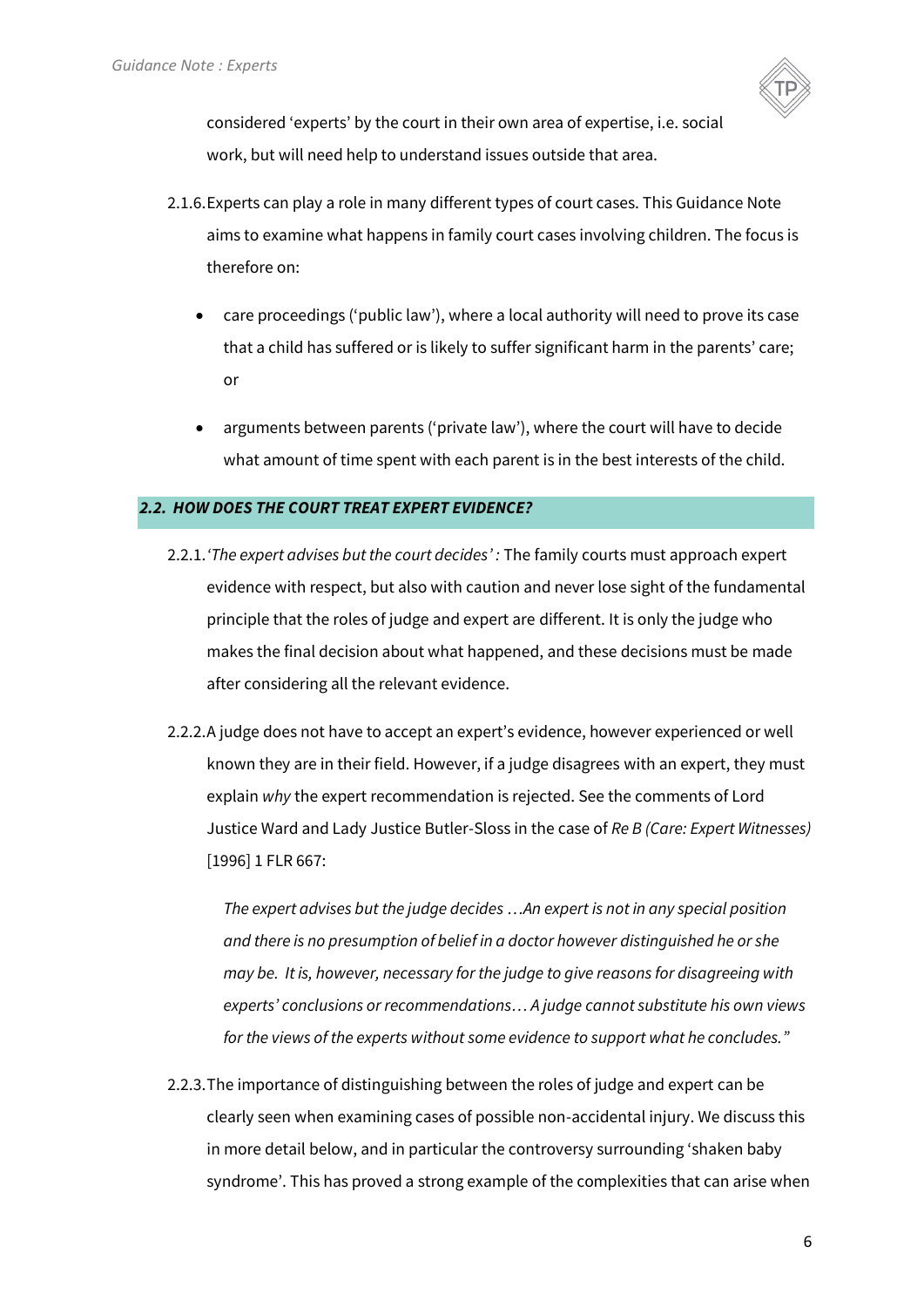considered 'experts' by the court in their own area of expertise, i.e. social work, but will need help to understand issues outside that area.

2.1.6. Experts can play a role in many different types of court cases. This Guidance Note aims to examine what happens in family court cases involving children. The focus is therefore on:

- care proceedings ('public law'), where a local authority will need to prove its case that a child has suffered or is likely to suffer significant harm in the parents' care; or
- arguments between parents ('private law'), where the court will have to decide what amount of time spent with each parent is in the best interests of the child.

## *2.2. HOW DOES THE COURT TREAT EXPERT EVIDENCE?*

2.2.1. *'The expert advises but the court decides' :* The family courts must approach expert evidence with respect, but also with caution and never lose sight of the fundamental principle that the roles of judge and expert are different. It is only the judge who makes the final decision about what happened, and these decisions must be made after considering all the relevant evidence.

2.2.2. A judge does not have to accept an expert's evidence, however experienced or well known they are in their field. However, if a judge disagrees with an expert, they must explain *why* the expert recommendation is rejected. See the comments of Lord Justice Ward and Lady Justice Butler-Sloss in the case of *Re B (Care: Expert Witnesses)* [1996] 1 FLR 667:

> *The expert advises but the judge decides …An expert is not in any special position and there is no presumption of belief in a doctor however distinguished he or she may be. It is, however, necessary for the judge to give reasons for disagreeing with experts' conclusions or recommendations… A judge cannot substitute his own views for the views of the experts without some evidence to support what he concludes."*

2.2.3. The importance of distinguishing between the roles of judge and expert can be clearly seen when examining cases of possible non-accidental injury. We discuss this in more detail below, and in particular the controversy surrounding 'shaken baby syndrome'. This has proved a strong example of the complexities that can arise when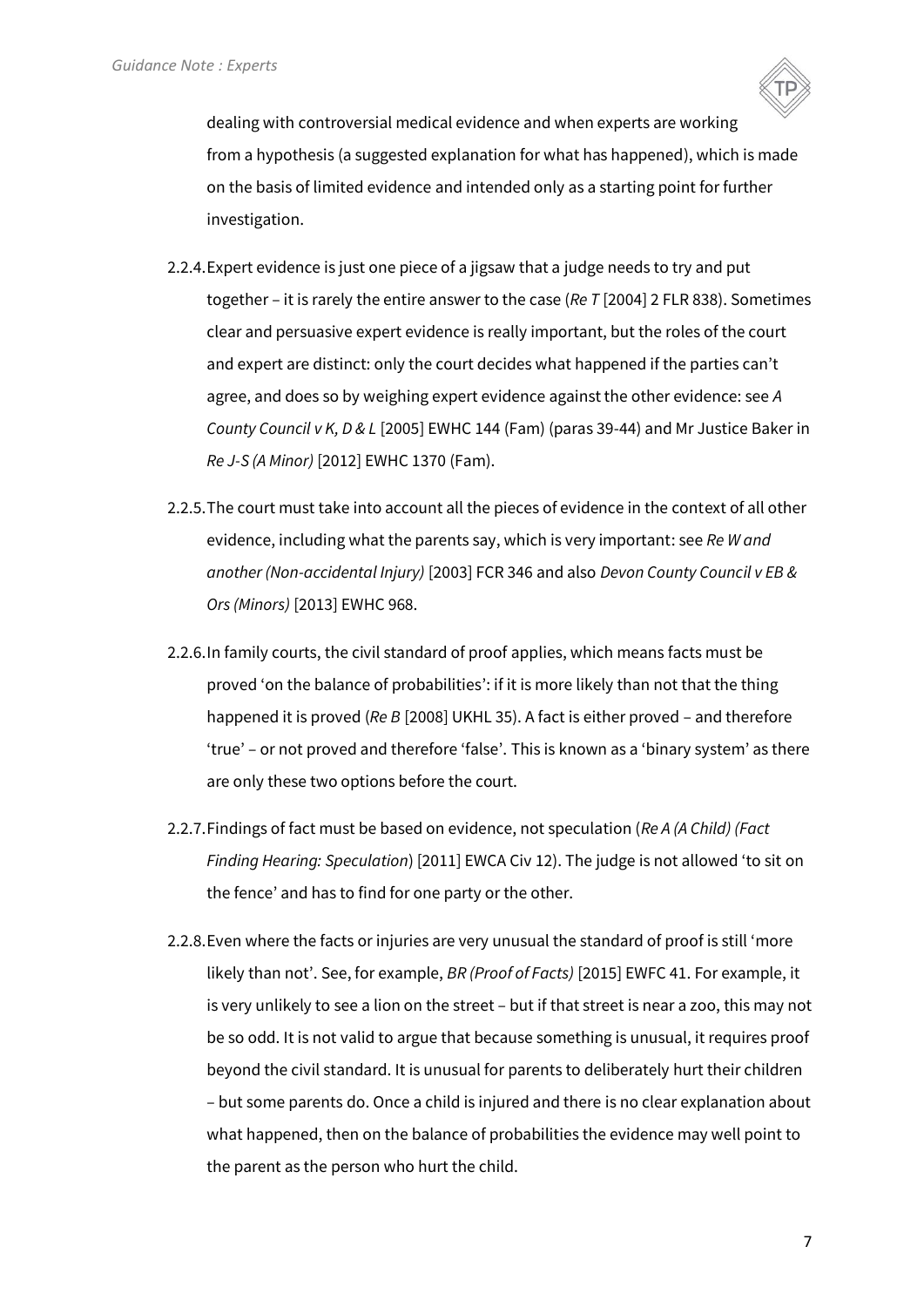dealing with controversial medical evidence and when experts are working from a hypothesis (a suggested explanation for what has happened), which is made on the basis of limited evidence and intended only as a starting point for further investigation.

2.2.4. Expert evidence is just one piece of a jigsaw that a judge needs to try and put together – it is rarely the entire answer to the case (*Re T* [2004] 2 FLR 838). Sometimes clear and persuasive expert evidence is really important, but the roles of the court and expert are distinct: only the court decides what happened if the parties can't agree, and does so by weighing expert evidence against the other evidence: see *A County Council v K, D & L* [2005] EWHC 144 (Fam) (paras 39-44) and Mr Justice Baker in *Re J-S (A Minor)* [2012] EWHC 1370 (Fam).

2.2.5. The court must take into account all the pieces of evidence in the context of all other evidence, including what the parents say, which is very important: see *Re W and another (Non-accidental Injury)* [2003] FCR 346 and also *Devon County Council v EB & Ors (Minors)* [2013] EWHC 968.

2.2.6. In family courts, the civil standard of proof applies, which means facts must be proved 'on the balance of probabilities': if it is more likely than not that the thing happened it is proved (*Re B* [2008] UKHL 35). A fact is either proved – and therefore 'true' – or not proved and therefore 'false'. This is known as a 'binary system' as there are only these two options before the court.

2.2.7. Findings of fact must be based on evidence, not speculation (*Re A (A Child) (Fact Finding Hearing: Speculation*) [2011] EWCA Civ 12). The judge is not allowed 'to sit on the fence' and has to find for one party or the other.

2.2.8. Even where the facts or injuries are very unusual the standard of proof is still 'more likely than not'. See, for example, *BR (Proof of Facts)* [2015] EWFC 41. For example, it is very unlikely to see a lion on the street – but if that street is near a zoo, this may not be so odd. It is not valid to argue that because something is unusual, it requires proof beyond the civil standard. It is unusual for parents to deliberately hurt their children – but some parents do. Once a child is injured and there is no clear explanation about what happened, then on the balance of probabilities the evidence may well point to the parent as the person who hurt the child.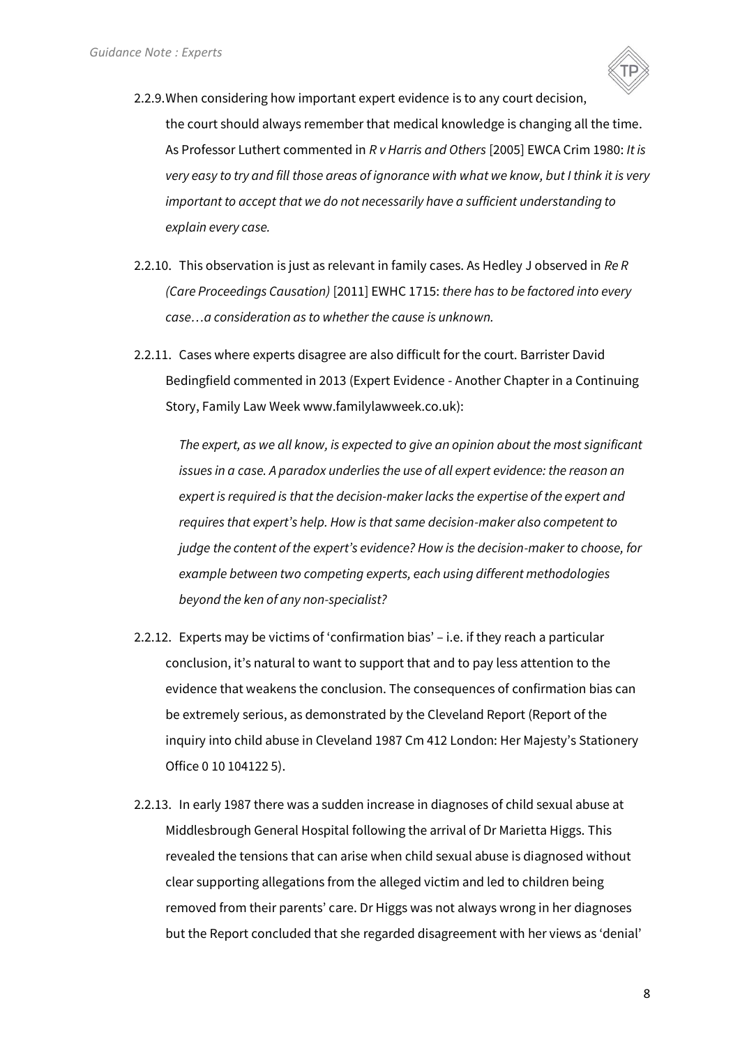2.2.9. When considering how important expert evidence is to any court decision, the court should always remember that medical knowledge is changing all the time. As Professor Luthert commented in *R v Harris and Others* [2005] EWCA Crim 1980: *It is very easy to try and fill those areas of ignorance with what we know, but I think it is very important to accept that we do not necessarily have a sufficient understanding to explain every case.*

2.2.10. This observation is just as relevant in family cases. As Hedley J observed in *Re R (Care Proceedings Causation)* [2011] EWHC 1715: *there has to be factored into every case…a consideration as to whether the cause is unknown.*

2.2.11. Cases where experts disagree are also difficult for the court. Barrister David Bedingfield commented in 2013 (Expert Evidence - Another Chapter in a Continuing Story, Family Law Week www.familylawweek.co.uk):

> *The expert, as we all know, is expected to give an opinion about the most significant issues in a case. A paradox underlies the use of all expert evidence: the reason an expert is required is that the decision-maker lacks the expertise of the expert and requires that expert's help. How is that same decision-maker also competent to judge the content of the expert's evidence? How is the decision-maker to choose, for example between two competing experts, each using different methodologies beyond the ken of any non-specialist?*

2.2.12. Experts may be victims of 'confirmation bias' – i.e. if they reach a particular conclusion, it's natural to want to support that and to pay less attention to the evidence that weakens the conclusion. The consequences of confirmation bias can be extremely serious, as demonstrated by the Cleveland Report (Report of the inquiry into child abuse in Cleveland 1987 Cm 412 London: Her Majesty's Stationery Office 0 10 104122 5).

2.2.13. In early 1987 there was a sudden increase in diagnoses of child sexual abuse at Middlesbrough General Hospital following the arrival of Dr Marietta Higgs. This revealed the tensions that can arise when child sexual abuse is diagnosed without clear supporting allegations from the alleged victim and led to children being removed from their parents' care. Dr Higgs was not always wrong in her diagnoses but the Report concluded that she regarded disagreement with her views as 'denial'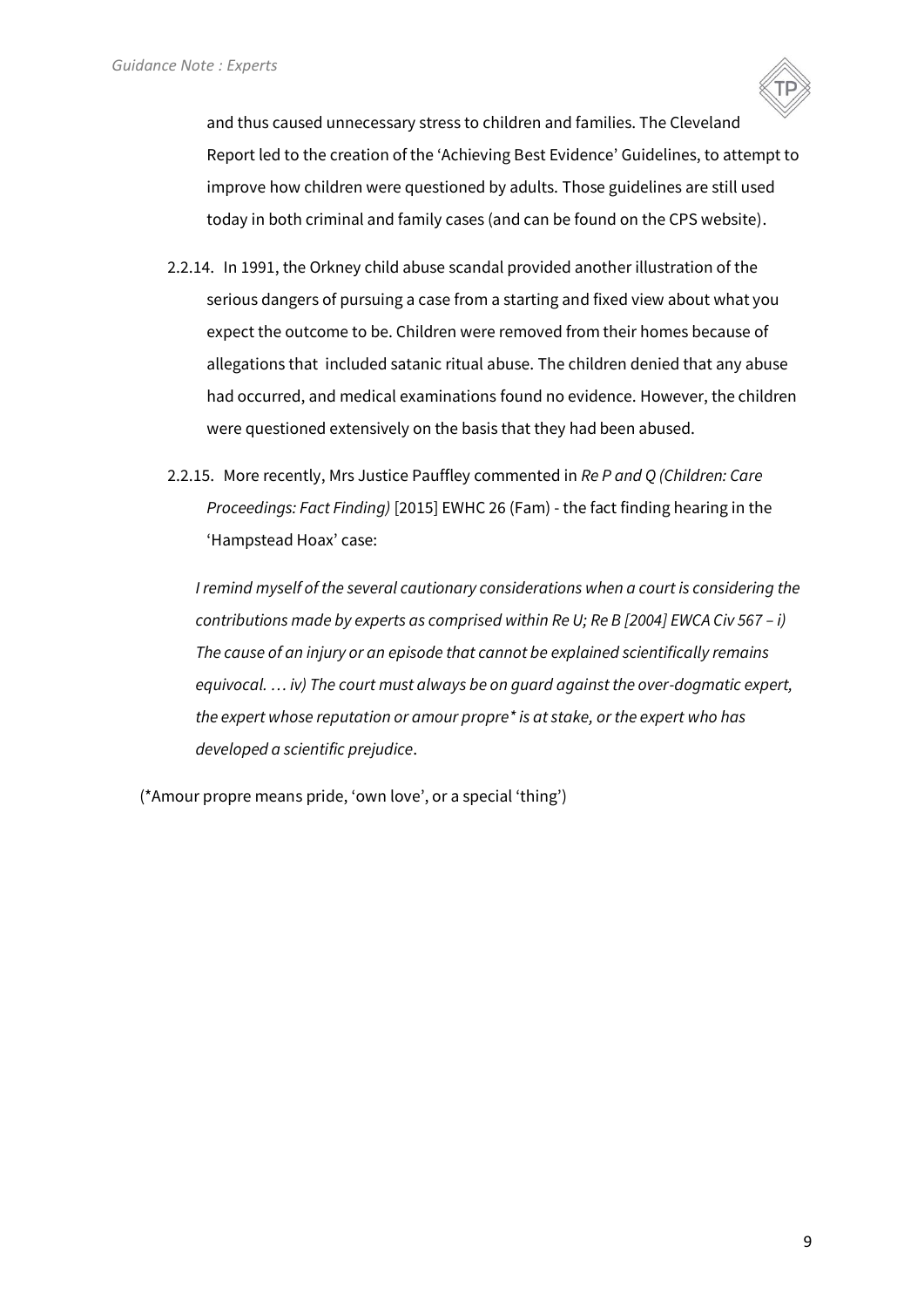and thus caused unnecessary stress to children and families. The Cleveland Report led to the creation of the 'Achieving Best Evidence' Guidelines, to attempt to improve how children were questioned by adults. Those guidelines are still used today in both criminal and family cases (and can be found on the CPS website).

2.2.14. In 1991, the Orkney child abuse scandal provided another illustration of the serious dangers of pursuing a case from a starting and fixed view about what you expect the outcome to be. Children were removed from their homes because of allegations that included satanic ritual abuse. The children denied that any abuse had occurred, and medical examinations found no evidence. However, the children were questioned extensively on the basis that they had been abused.

2.2.15. More recently, Mrs Justice Pauffley commented in *Re P and Q (Children: Care Proceedings: Fact Finding)* [2015] EWHC 26 (Fam) - the fact finding hearing in the 'Hampstead Hoax' case:

*I remind myself of the several cautionary considerations when a court is considering the contributions made by experts as comprised within Re U; Re B [2004] EWCA Civ 567 – i) The cause of an injury or an episode that cannot be explained scientifically remains equivocal. … iv) The court must always be on guard against the over-dogmatic expert, the expert whose reputation or amour propre* is at stake, or the expert who has developed a scientific prejudice*.

(*Amour propre means pride, 'own love', or a special 'thing')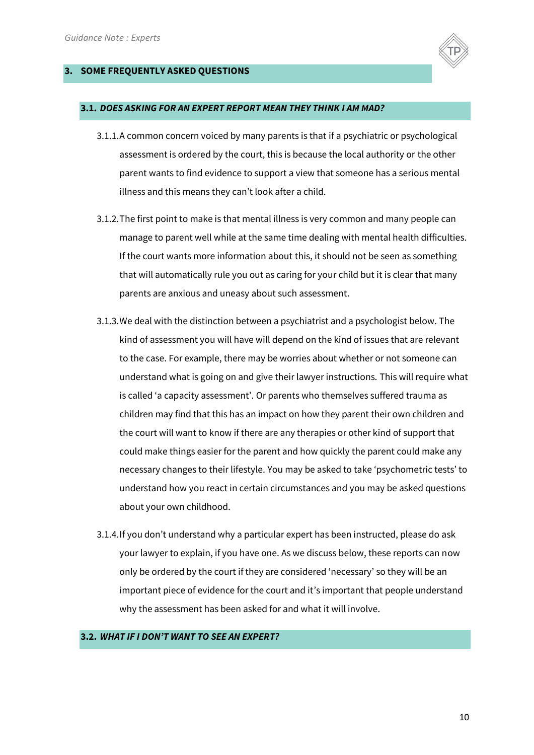## 3. SOME FREQUENTLY ASKED QUESTIONS

### 3.1. *DOES ASKING FOR AN EXPERT REPORT MEAN THEY THINK I AM MAD?*

3.1.1. A common concern voiced by many parents is that if a psychiatric or psychological assessment is ordered by the court, this is because the local authority or the other parent wants to find evidence to support a view that someone has a serious mental illness and this means they can't look after a child.

3.1.2. The first point to make is that mental illness is very common and many people can manage to parent well while at the same time dealing with mental health difficulties. If the court wants more information about this, it should not be seen as something that will automatically rule you out as caring for your child but it is clear that many parents are anxious and uneasy about such assessment.

3.1.3. We deal with the distinction between a psychiatrist and a psychologist below. The kind of assessment you will have will depend on the kind of issues that are relevant to the case. For example, there may be worries about whether or not someone can understand what is going on and give their lawyer instructions. This will require what is called 'a capacity assessment'. Or parents who themselves suffered trauma as children may find that this has an impact on how they parent their own children and the court will want to know if there are any therapies or other kind of support that could make things easier for the parent and how quickly the parent could make any necessary changes to their lifestyle. You may be asked to take 'psychometric tests' to understand how you react in certain circumstances and you may be asked questions about your own childhood.

3.1.4. If you don't understand why a particular expert has been instructed, please do ask your lawyer to explain, if you have one. As we discuss below, these reports can now only be ordered by the court if they are considered 'necessary' so they will be an important piece of evidence for the court and it's important that people understand why the assessment has been asked for and what it will involve.

### 3.2. *WHAT IF I DON'T WANT TO SEE AN EXPERT?*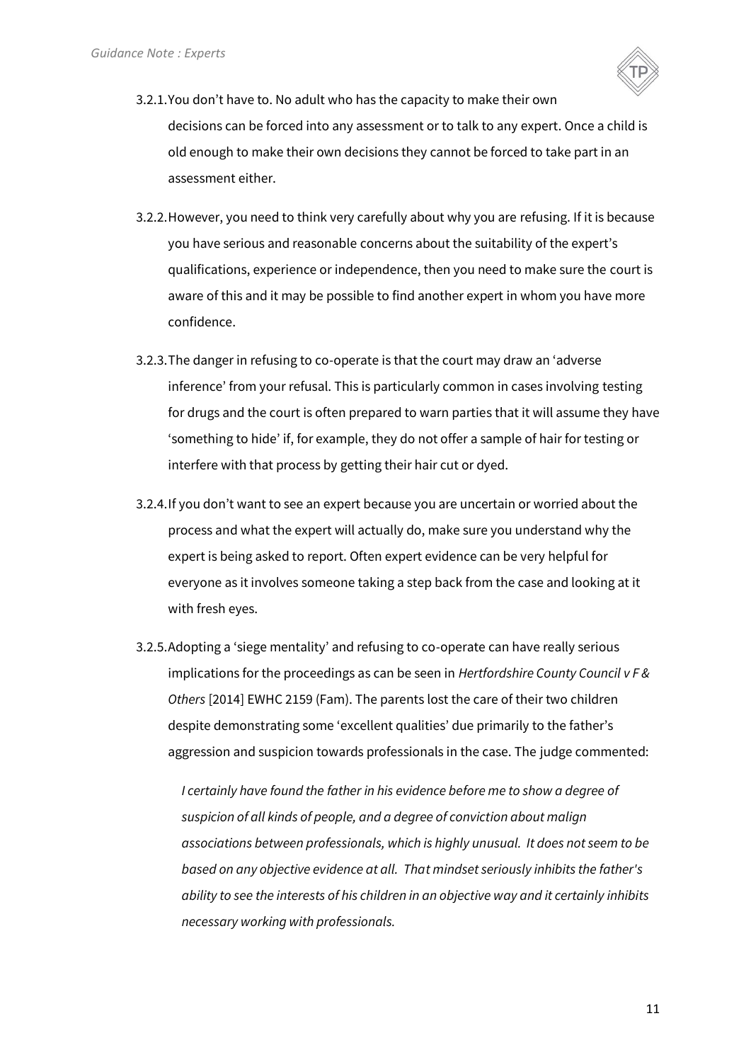3.2.1. You don't have to. No adult who has the capacity to make their own decisions can be forced into any assessment or to talk to any expert. Once a child is old enough to make their own decisions they cannot be forced to take part in an assessment either.

3.2.2. However, you need to think very carefully about why you are refusing. If it is because you have serious and reasonable concerns about the suitability of the expert's qualifications, experience or independence, then you need to make sure the court is aware of this and it may be possible to find another expert in whom you have more confidence.

3.2.3. The danger in refusing to co-operate is that the court may draw an 'adverse inference' from your refusal. This is particularly common in cases involving testing for drugs and the court is often prepared to warn parties that it will assume they have 'something to hide' if, for example, they do not offer a sample of hair for testing or interfere with that process by getting their hair cut or dyed.

3.2.4. If you don't want to see an expert because you are uncertain or worried about the process and what the expert will actually do, make sure you understand why the expert is being asked to report. Often expert evidence can be very helpful for everyone as it involves someone taking a step back from the case and looking at it with fresh eyes.

3.2.5. Adopting a 'siege mentality' and refusing to co-operate can have really serious implications for the proceedings as can be seen in *Hertfordshire County Council v F & Others* [2014] EWHC 2159 (Fam). The parents lost the care of their two children despite demonstrating some 'excellent qualities' due primarily to the father's aggression and suspicion towards professionals in the case. The judge commented:

> *I certainly have found the father in his evidence before me to show a degree of suspicion of all kinds of people, and a degree of conviction about malign associations between professionals, which is highly unusual. It does not seem to be based on any objective evidence at all. That mindset seriously inhibits the father's ability to see the interests of his children in an objective way and it certainly inhibits necessary working with professionals.*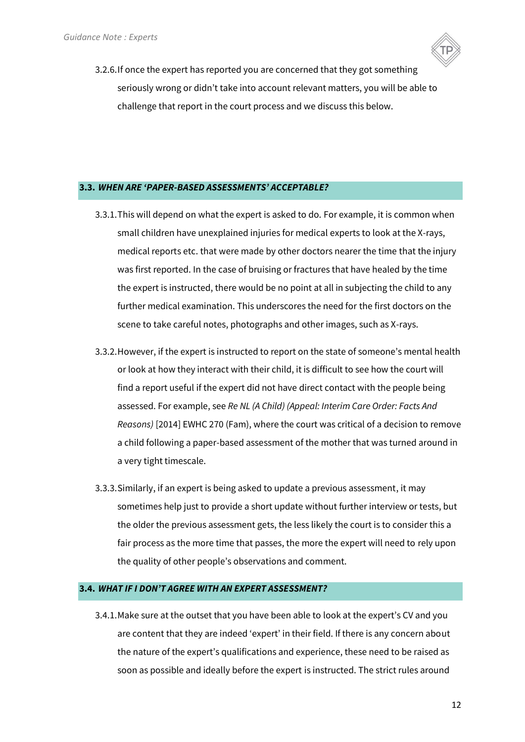3.2.6. If once the expert has reported you are concerned that they got something seriously wrong or didn't take into account relevant matters, you will be able to challenge that report in the court process and we discuss this below.

### 3.3. *WHEN ARE 'PAPER-BASED ASSESSMENTS' ACCEPTABLE?*

3.3.1. This will depend on what the expert is asked to do. For example, it is common when small children have unexplained injuries for medical experts to look at the X-rays, medical reports etc. that were made by other doctors nearer the time that the injury was first reported. In the case of bruising or fractures that have healed by the time the expert is instructed, there would be no point at all in subjecting the child to any further medical examination. This underscores the need for the first doctors on the scene to take careful notes, photographs and other images, such as X-rays.

3.3.2. However, if the expert is instructed to report on the state of someone's mental health or look at how they interact with their child, it is difficult to see how the court will find a report useful if the expert did not have direct contact with the people being assessed. For example, see *Re NL (A Child) (Appeal: Interim Care Order: Facts And Reasons)* [2014] EWHC 270 (Fam), where the court was critical of a decision to remove a child following a paper-based assessment of the mother that was turned around in a very tight timescale.

3.3.3. Similarly, if an expert is being asked to update a previous assessment, it may sometimes help just to provide a short update without further interview or tests, but the older the previous assessment gets, the less likely the court is to consider this a fair process as the more time that passes, the more the expert will need to rely upon the quality of other people's observations and comment.

### 3.4. *WHAT IF I DON'T AGREE WITH AN EXPERT ASSESSMENT?*

3.4.1. Make sure at the outset that you have been able to look at the expert's CV and you are content that they are indeed 'expert' in their field. If there is any concern about the nature of the expert's qualifications and experience, these need to be raised as soon as possible and ideally before the expert is instructed. The strict rules around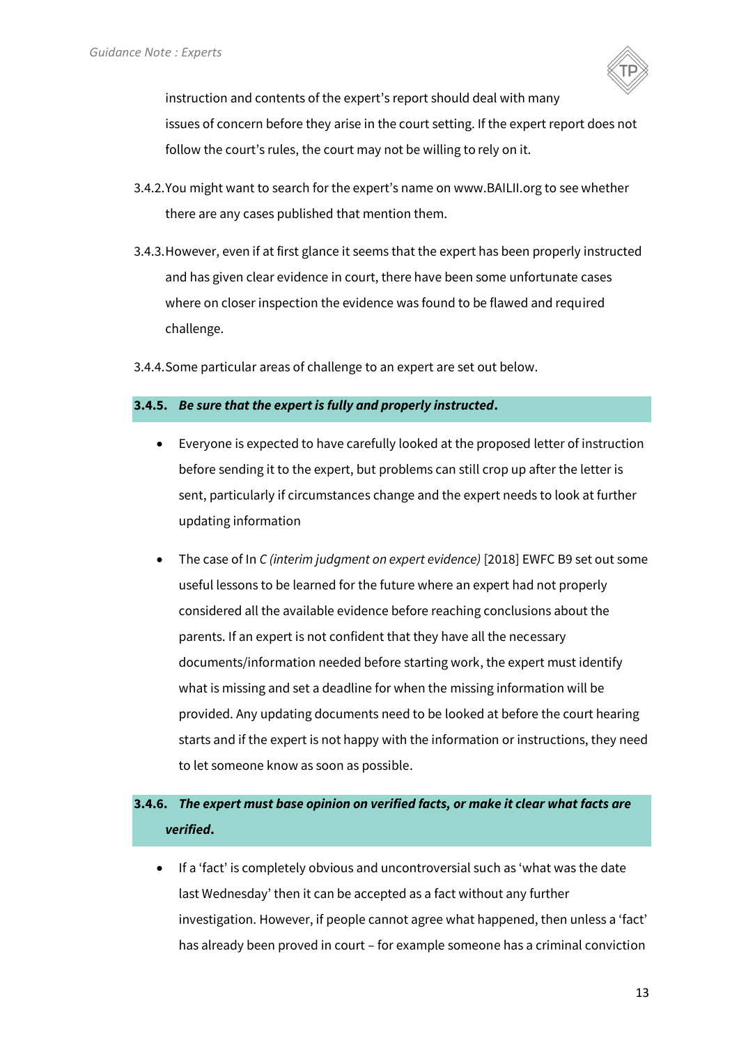instruction and contents of the expert's report should deal with many issues of concern before they arise in the court setting. If the expert report does not follow the court's rules, the court may not be willing to rely on it.

3.4.2. You might want to search for the expert's name on www.BAILII.org to see whether there are any cases published that mention them.

3.4.3. However, even if at first glance it seems that the expert has been properly instructed and has given clear evidence in court, there have been some unfortunate cases where on closer inspection the evidence was found to be flawed and required challenge.

3.4.4. Some particular areas of challenge to an expert are set out below.

### 3.4.5. *Be sure that the expert is fully and properly instructed*.

- Everyone is expected to have carefully looked at the proposed letter of instruction before sending it to the expert, but problems can still crop up after the letter is sent, particularly if circumstances change and the expert needs to look at further updating information

- The case of In *C (interim judgment on expert evidence)* [2018] EWFC B9 set out some useful lessons to be learned for the future where an expert had not properly considered all the available evidence before reaching conclusions about the parents. If an expert is not confident that they have all the necessary documents/information needed before starting work, the expert must identify what is missing and set a deadline for when the missing information will be provided. Any updating documents need to be looked at before the court hearing starts and if the expert is not happy with the information or instructions, they need to let someone know as soon as possible.

### 3.4.6. *The expert must base opinion on verified facts, or make it clear what facts are verified*.

- If a 'fact' is completely obvious and uncontroversial such as 'what was the date last Wednesday' then it can be accepted as a fact without any further investigation. However, if people cannot agree what happened, then unless a 'fact' has already been proved in court – for example someone has a criminal conviction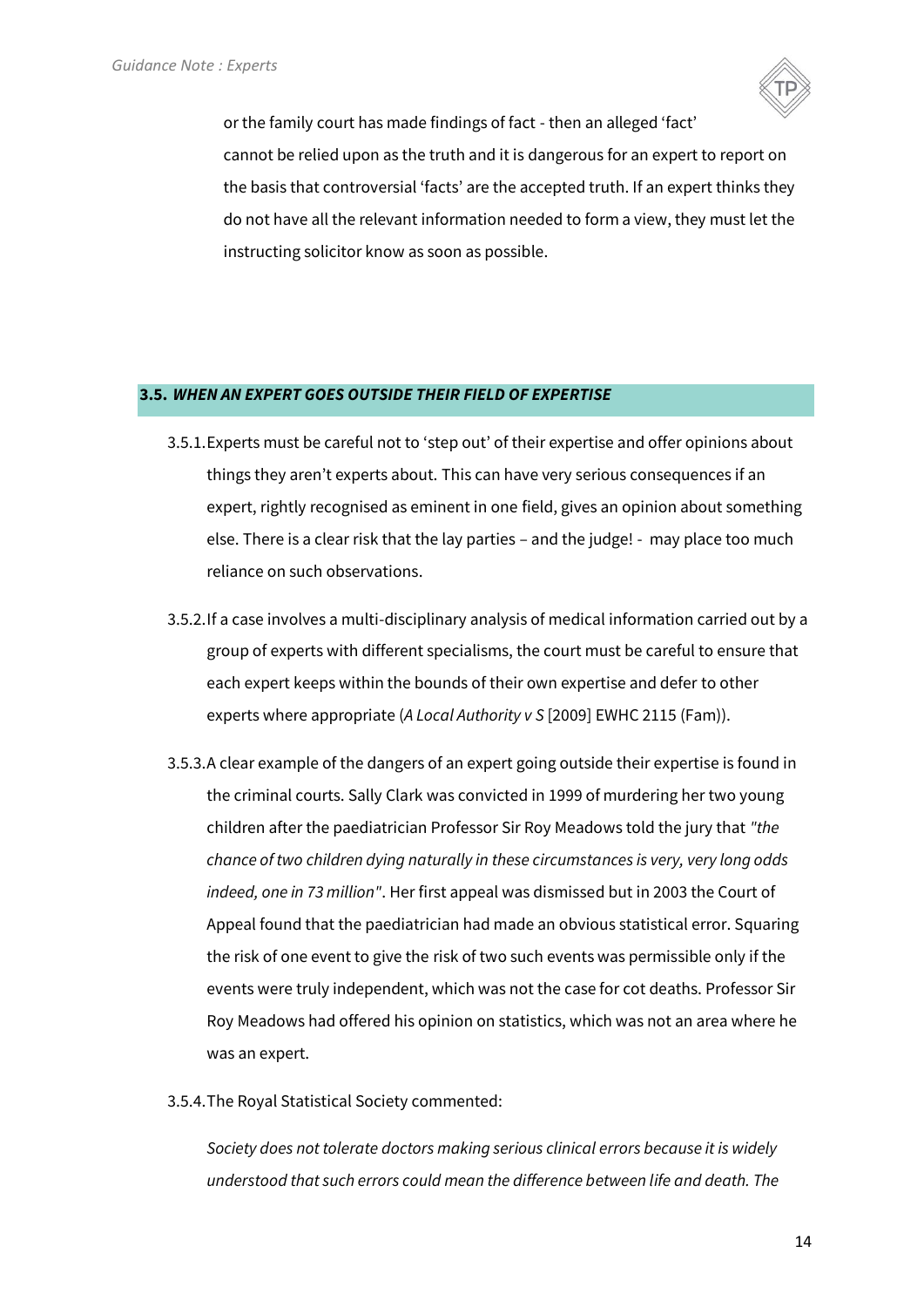or the family court has made findings of fact - then an alleged 'fact' cannot be relied upon as the truth and it is dangerous for an expert to report on the basis that controversial 'facts' are the accepted truth. If an expert thinks they do not have all the relevant information needed to form a view, they must let the instructing solicitor know as soon as possible.

### 3.5. *WHEN AN EXPERT GOES OUTSIDE THEIR FIELD OF EXPERTISE*

3.5.1. Experts must be careful not to 'step out' of their expertise and offer opinions about things they aren't experts about. This can have very serious consequences if an expert, rightly recognised as eminent in one field, gives an opinion about something else. There is a clear risk that the lay parties – and the judge! - may place too much reliance on such observations.

3.5.2. If a case involves a multi-disciplinary analysis of medical information carried out by a group of experts with different specialisms, the court must be careful to ensure that each expert keeps within the bounds of their own expertise and defer to other experts where appropriate (*A Local Authority v S* [2009] EWHC 2115 (Fam)).

3.5.3. A clear example of the dangers of an expert going outside their expertise is found in the criminal courts. Sally Clark was convicted in 1999 of murdering her two young children after the paediatrician Professor Sir Roy Meadows told the jury that *"the chance of two children dying naturally in these circumstances is very, very long odds indeed, one in 73 million"*. Her first appeal was dismissed but in 2003 the Court of Appeal found that the paediatrician had made an obvious statistical error. Squaring the risk of one event to give the risk of two such events was permissible only if the events were truly independent, which was not the case for cot deaths. Professor Sir Roy Meadows had offered his opinion on statistics, which was not an area where he was an expert.

3.5.4. The Royal Statistical Society commented:

*Society does not tolerate doctors making serious clinical errors because it is widely understood that such errors could mean the difference between life and death. The*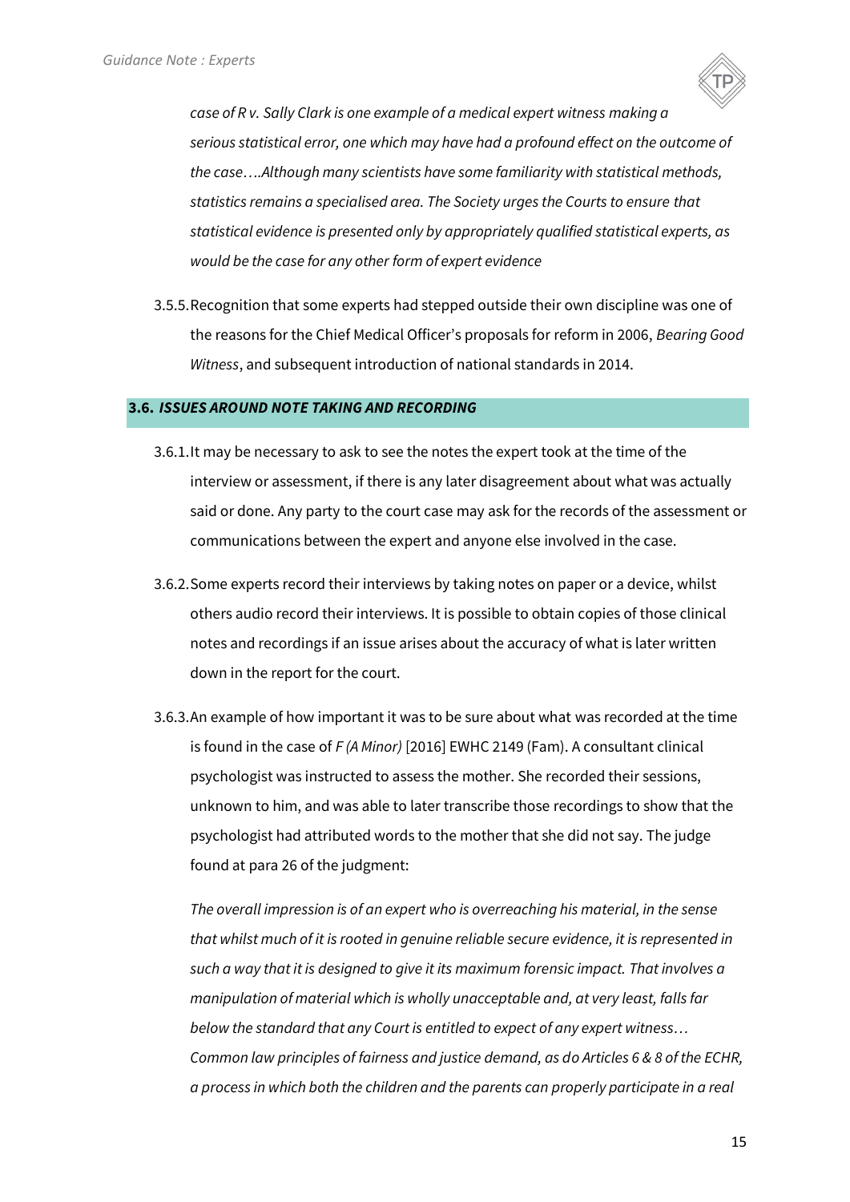*case of R v. Sally Clark is one example of a medical expert witness making a serious statistical error, one which may have had a profound effect on the outcome of the case….Although many scientists have some familiarity with statistical methods, statistics remains a specialised area. The Society urges the Courts to ensure that statistical evidence is presented only by appropriately qualified statistical experts, as would be the case for any other form of expert evidence*

3.5.5. Recognition that some experts had stepped outside their own discipline was one of the reasons for the Chief Medical Officer's proposals for reform in 2006, *Bearing Good Witness*, and subsequent introduction of national standards in 2014.

### 3.6. *ISSUES AROUND NOTE TAKING AND RECORDING*

3.6.1. It may be necessary to ask to see the notes the expert took at the time of the interview or assessment, if there is any later disagreement about what was actually said or done. Any party to the court case may ask for the records of the assessment or communications between the expert and anyone else involved in the case.

3.6.2. Some experts record their interviews by taking notes on paper or a device, whilst others audio record their interviews. It is possible to obtain copies of those clinical notes and recordings if an issue arises about the accuracy of what is later written down in the report for the court.

3.6.3. An example of how important it was to be sure about what was recorded at the time is found in the case of *F (A Minor)* [2016] EWHC 2149 (Fam). A consultant clinical psychologist was instructed to assess the mother. She recorded their sessions, unknown to him, and was able to later transcribe those recordings to show that the psychologist had attributed words to the mother that she did not say. The judge found at para 26 of the judgment:

*The overall impression is of an expert who is overreaching his material, in the sense that whilst much of it is rooted in genuine reliable secure evidence, it is represented in such a way that it is designed to give it its maximum forensic impact. That involves a manipulation of material which is wholly unacceptable and, at very least, falls far below the standard that any Court is entitled to expect of any expert witness… Common law principles of fairness and justice demand, as do Articles 6 & 8 of the ECHR, a process in which both the children and the parents can properly participate in a real*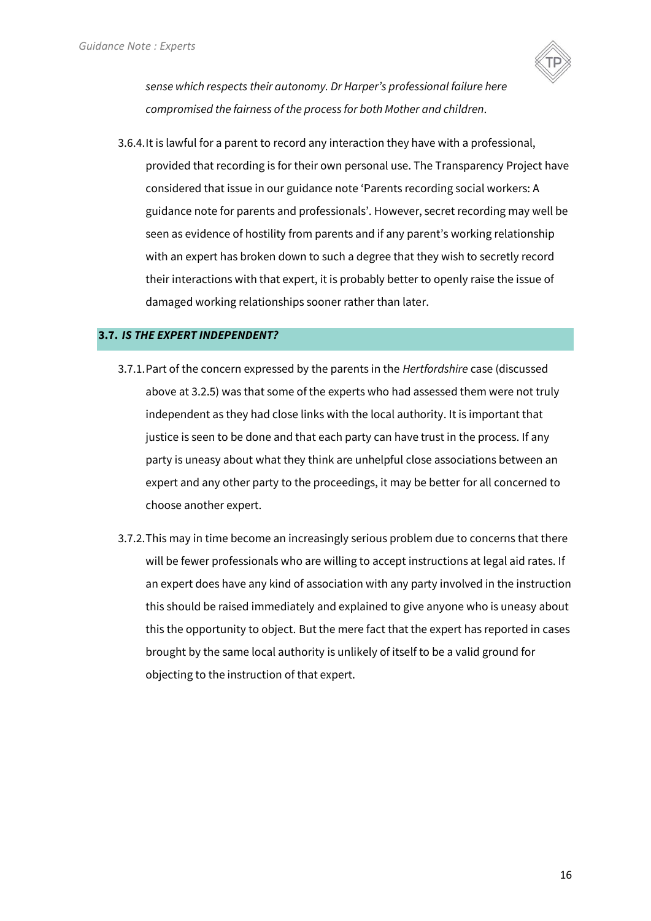*sense which respects their autonomy. Dr Harper's professional failure here compromised the fairness of the process for both Mother and children*.

3.6.4. It is lawful for a parent to record any interaction they have with a professional, provided that recording is for their own personal use. The Transparency Project have considered that issue in our guidance note 'Parents recording social workers: A guidance note for parents and professionals'. However, secret recording may well be seen as evidence of hostility from parents and if any parent's working relationship with an expert has broken down to such a degree that they wish to secretly record their interactions with that expert, it is probably better to openly raise the issue of damaged working relationships sooner rather than later.

### 3.7. *IS THE EXPERT INDEPENDENT?*

3.7.1. Part of the concern expressed by the parents in the *Hertfordshire* case (discussed above at 3.2.5) was that some of the experts who had assessed them were not truly independent as they had close links with the local authority. It is important that justice is seen to be done and that each party can have trust in the process. If any party is uneasy about what they think are unhelpful close associations between an expert and any other party to the proceedings, it may be better for all concerned to choose another expert.

3.7.2. This may in time become an increasingly serious problem due to concerns that there will be fewer professionals who are willing to accept instructions at legal aid rates. If an expert does have any kind of association with any party involved in the instruction this should be raised immediately and explained to give anyone who is uneasy about this the opportunity to object. But the mere fact that the expert has reported in cases brought by the same local authority is unlikely of itself to be a valid ground for objecting to the instruction of that expert.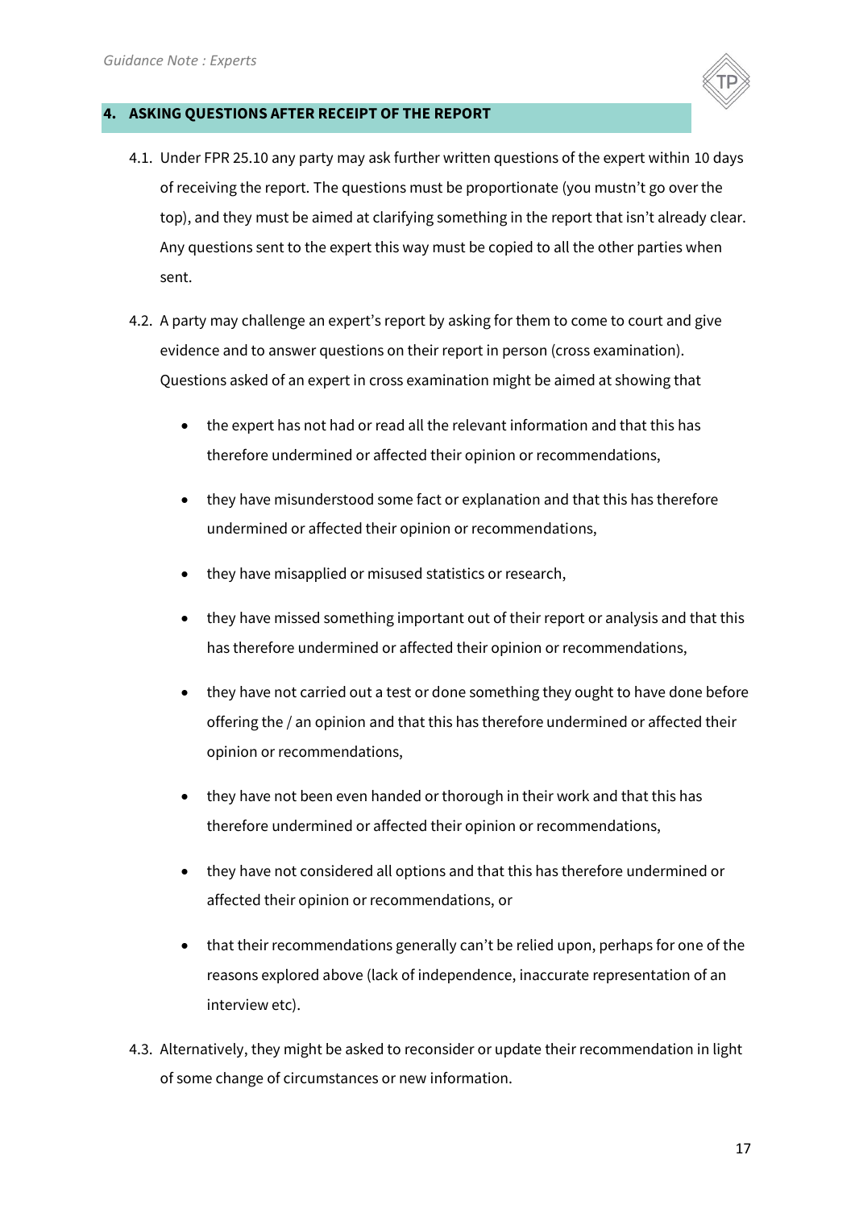## 4. ASKING QUESTIONS AFTER RECEIPT OF THE REPORT

4.1. Under FPR 25.10 any party may ask further written questions of the expert within 10 days of receiving the report. The questions must be proportionate (you mustn't go over the top), and they must be aimed at clarifying something in the report that isn't already clear. Any questions sent to the expert this way must be copied to all the other parties when sent.

4.2. A party may challenge an expert's report by asking for them to come to court and give evidence and to answer questions on their report in person (cross examination). Questions asked of an expert in cross examination might be aimed at showing that

- the expert has not had or read all the relevant information and that this has therefore undermined or affected their opinion or recommendations,
- they have misunderstood some fact or explanation and that this has therefore undermined or affected their opinion or recommendations,
- they have misapplied or misused statistics or research,
- they have missed something important out of their report or analysis and that this has therefore undermined or affected their opinion or recommendations,
- they have not carried out a test or done something they ought to have done before offering the / an opinion and that this has therefore undermined or affected their opinion or recommendations,
- they have not been even handed or thorough in their work and that this has therefore undermined or affected their opinion or recommendations,
- they have not considered all options and that this has therefore undermined or affected their opinion or recommendations, or
- that their recommendations generally can't be relied upon, perhaps for one of the reasons explored above (lack of independence, inaccurate representation of an interview etc).

4.3. Alternatively, they might be asked to reconsider or update their recommendation in light of some change of circumstances or new information.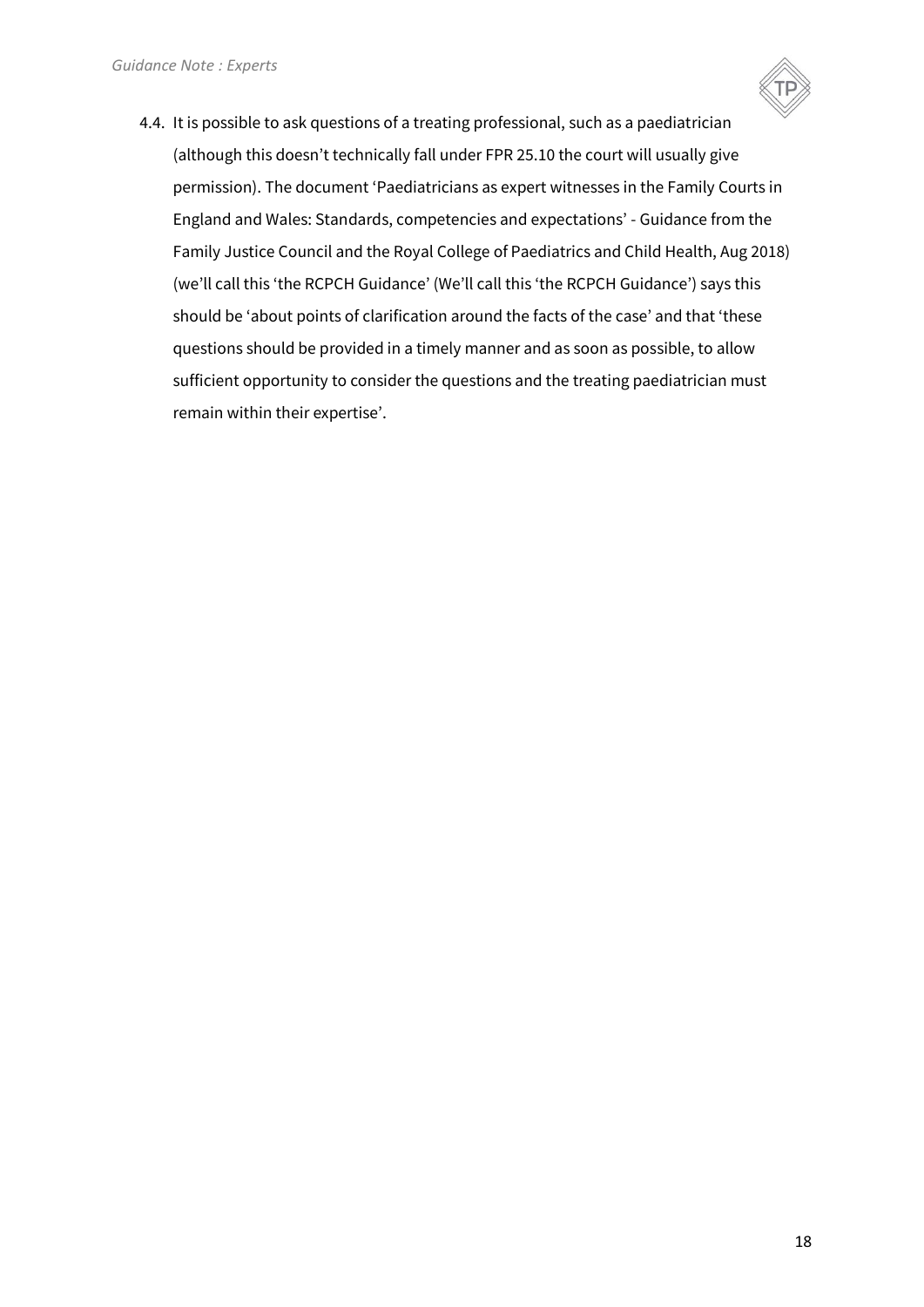4.4. It is possible to ask questions of a treating professional, such as a paediatrician (although this doesn't technically fall under FPR 25.10 the court will usually give permission). The document 'Paediatricians as expert witnesses in the Family Courts in England and Wales: Standards, competencies and expectations' - Guidance from the Family Justice Council and the Royal College of Paediatrics and Child Health, Aug 2018) (we'll call this 'the RCPCH Guidance' (We'll call this 'the RCPCH Guidance') says this should be 'about points of clarification around the facts of the case' and that 'these questions should be provided in a timely manner and as soon as possible, to allow sufficient opportunity to consider the questions and the treating paediatrician must remain within their expertise'.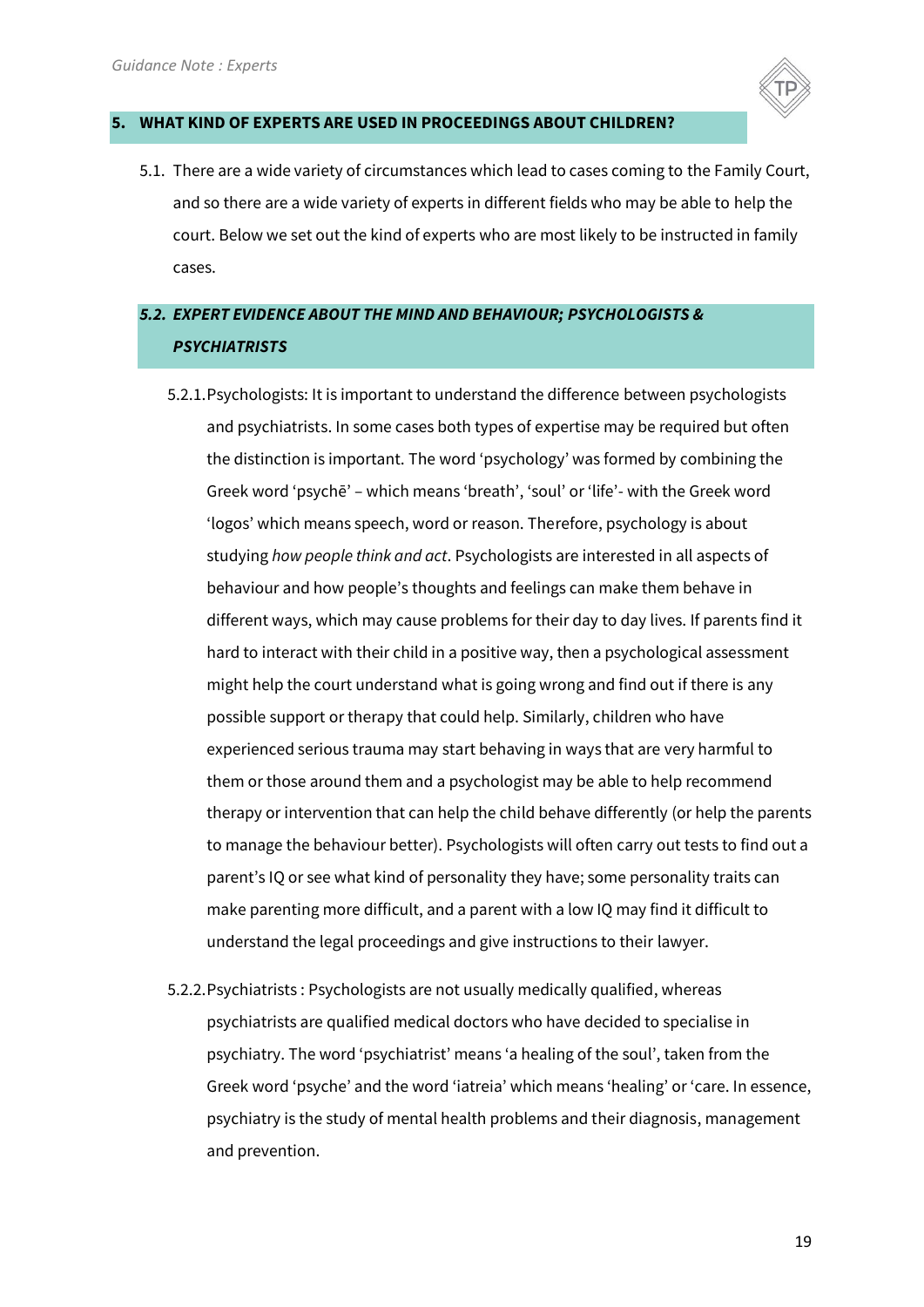## 5. WHAT KIND OF EXPERTS ARE USED IN PROCEEDINGS ABOUT CHILDREN?

5.1. There are a wide variety of circumstances which lead to cases coming to the Family Court, and so there are a wide variety of experts in different fields who may be able to help the court. Below we set out the kind of experts who are most likely to be instructed in family cases.

### *5.2. EXPERT EVIDENCE ABOUT THE MIND AND BEHAVIOUR; PSYCHOLOGISTS & PSYCHIATRISTS*

5.2.1. Psychologists: It is important to understand the difference between psychologists and psychiatrists. In some cases both types of expertise may be required but often the distinction is important. The word 'psychology' was formed by combining the Greek word 'psychē' – which means 'breath', 'soul' or 'life'- with the Greek word 'logos' which means speech, word or reason. Therefore, psychology is about studying *how people think and act*. Psychologists are interested in all aspects of behaviour and how people's thoughts and feelings can make them behave in different ways, which may cause problems for their day to day lives. If parents find it hard to interact with their child in a positive way, then a psychological assessment might help the court understand what is going wrong and find out if there is any possible support or therapy that could help. Similarly, children who have experienced serious trauma may start behaving in ways that are very harmful to them or those around them and a psychologist may be able to help recommend therapy or intervention that can help the child behave differently (or help the parents to manage the behaviour better). Psychologists will often carry out tests to find out a parent's IQ or see what kind of personality they have; some personality traits can make parenting more difficult, and a parent with a low IQ may find it difficult to understand the legal proceedings and give instructions to their lawyer.

5.2.2. Psychiatrists : Psychologists are not usually medically qualified, whereas psychiatrists are qualified medical doctors who have decided to specialise in psychiatry. The word 'psychiatrist' means 'a healing of the soul', taken from the Greek word 'psyche' and the word 'iatreia' which means 'healing' or 'care. In essence, psychiatry is the study of mental health problems and their diagnosis, management and prevention.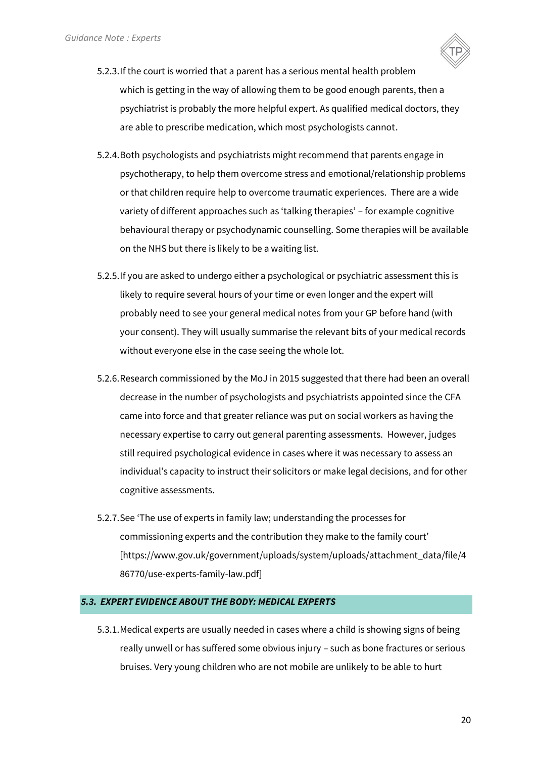5.2.3. If the court is worried that a parent has a serious mental health problem which is getting in the way of allowing them to be good enough parents, then a psychiatrist is probably the more helpful expert. As qualified medical doctors, they are able to prescribe medication, which most psychologists cannot.

5.2.4. Both psychologists and psychiatrists might recommend that parents engage in psychotherapy, to help them overcome stress and emotional/relationship problems or that children require help to overcome traumatic experiences. There are a wide variety of different approaches such as 'talking therapies' – for example cognitive behavioural therapy or psychodynamic counselling. Some therapies will be available on the NHS but there is likely to be a waiting list.

5.2.5. If you are asked to undergo either a psychological or psychiatric assessment this is likely to require several hours of your time or even longer and the expert will probably need to see your general medical notes from your GP before hand (with your consent). They will usually summarise the relevant bits of your medical records without everyone else in the case seeing the whole lot.

5.2.6. Research commissioned by the MoJ in 2015 suggested that there had been an overall decrease in the number of psychologists and psychiatrists appointed since the CFA came into force and that greater reliance was put on social workers as having the necessary expertise to carry out general parenting assessments. However, judges still required psychological evidence in cases where it was necessary to assess an individual's capacity to instruct their solicitors or make legal decisions, and for other cognitive assessments.

5.2.7. See 'The use of experts in family law; understanding the processes for commissioning experts and the contribution they make to the family court' [https://www.gov.uk/government/uploads/system/uploads/attachment_data/file/486770/use-experts-family-law.pdf]

## *5.3. EXPERT EVIDENCE ABOUT THE BODY: MEDICAL EXPERTS*

5.3.1. Medical experts are usually needed in cases where a child is showing signs of being really unwell or has suffered some obvious injury – such as bone fractures or serious bruises. Very young children who are not mobile are unlikely to be able to hurt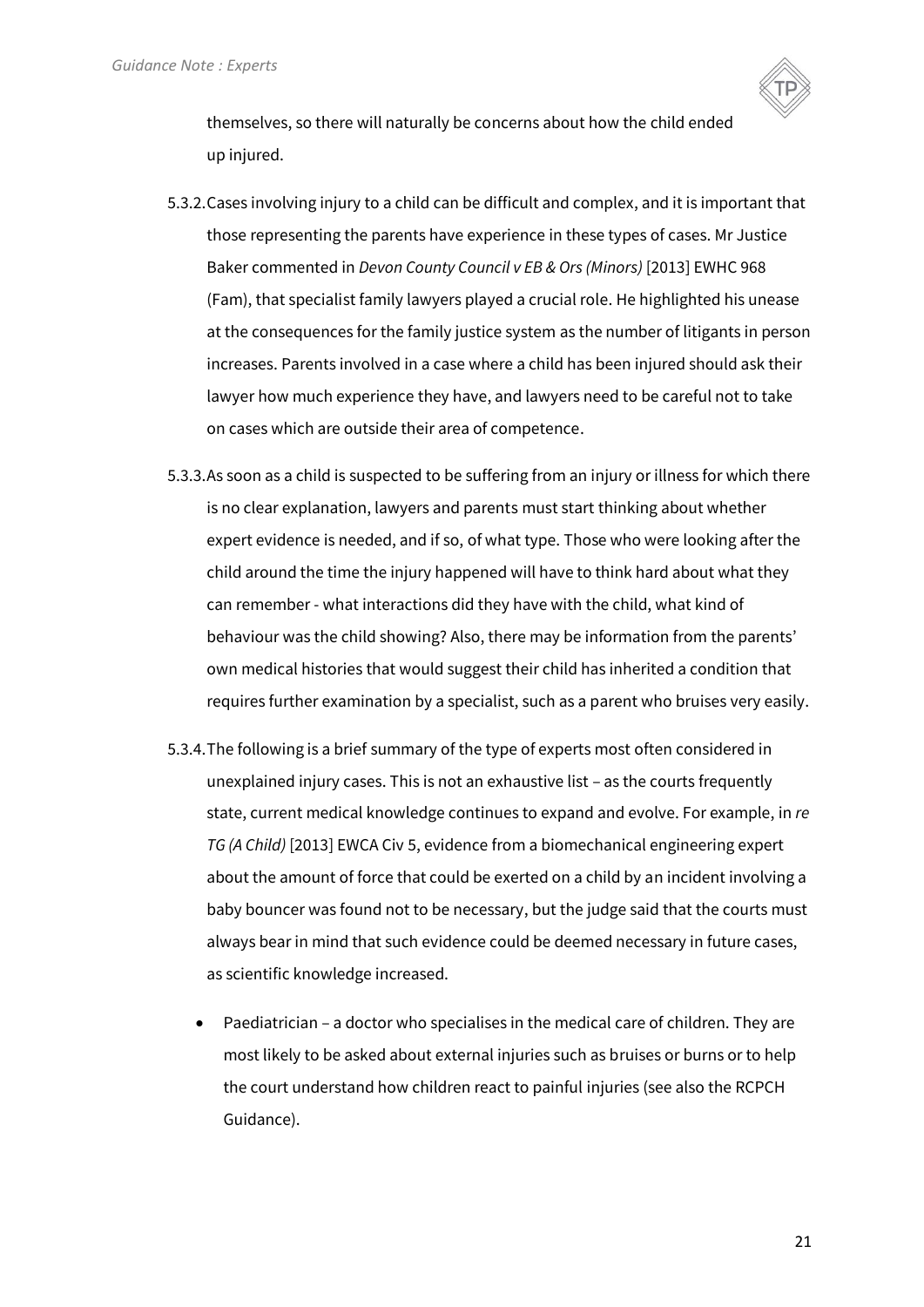themselves, so there will naturally be concerns about how the child ended up injured.

5.3.2. Cases involving injury to a child can be difficult and complex, and it is important that those representing the parents have experience in these types of cases. Mr Justice Baker commented in *Devon County Council v EB & Ors (Minors)* [2013] EWHC 968 (Fam), that specialist family lawyers played a crucial role. He highlighted his unease at the consequences for the family justice system as the number of litigants in person increases. Parents involved in a case where a child has been injured should ask their lawyer how much experience they have, and lawyers need to be careful not to take on cases which are outside their area of competence.

5.3.3. As soon as a child is suspected to be suffering from an injury or illness for which there is no clear explanation, lawyers and parents must start thinking about whether expert evidence is needed, and if so, of what type. Those who were looking after the child around the time the injury happened will have to think hard about what they can remember - what interactions did they have with the child, what kind of behaviour was the child showing? Also, there may be information from the parents' own medical histories that would suggest their child has inherited a condition that requires further examination by a specialist, such as a parent who bruises very easily.

5.3.4. The following is a brief summary of the type of experts most often considered in unexplained injury cases. This is not an exhaustive list – as the courts frequently state, current medical knowledge continues to expand and evolve. For example, in *re TG (A Child)* [2013] EWCA Civ 5, evidence from a biomechanical engineering expert about the amount of force that could be exerted on a child by an incident involving a baby bouncer was found not to be necessary, but the judge said that the courts must always bear in mind that such evidence could be deemed necessary in future cases, as scientific knowledge increased.

- Paediatrician – a doctor who specialises in the medical care of children. They are most likely to be asked about external injuries such as bruises or burns or to help the court understand how children react to painful injuries (see also the RCPCH Guidance).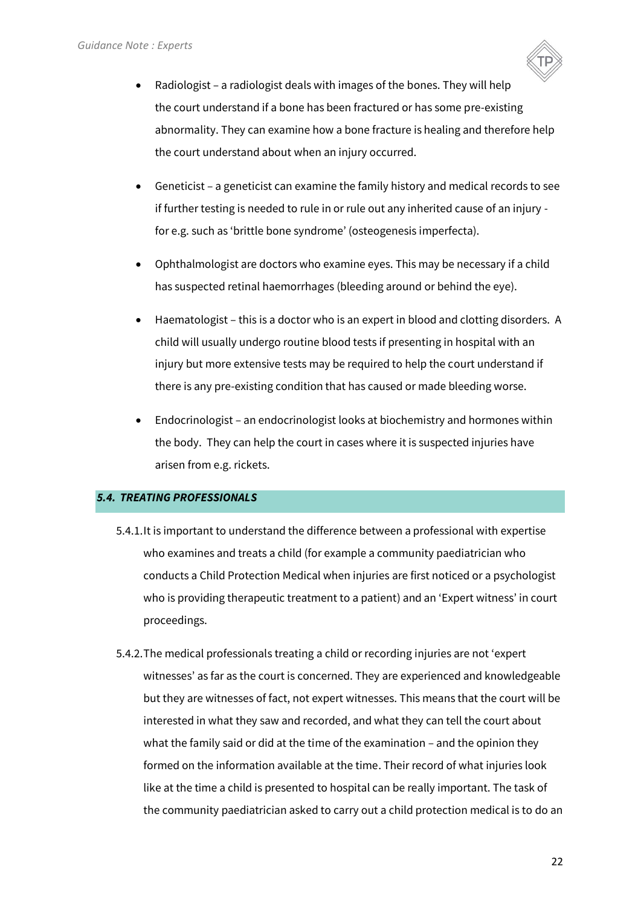- Radiologist – a radiologist deals with images of the bones. They will help the court understand if a bone has been fractured or has some pre-existing abnormality. They can examine how a bone fracture is healing and therefore help the court understand about when an injury occurred.

- Geneticist – a geneticist can examine the family history and medical records to see if further testing is needed to rule in or rule out any inherited cause of an injury - for e.g. such as 'brittle bone syndrome' (osteogenesis imperfecta).

- Ophthalmologist are doctors who examine eyes. This may be necessary if a child has suspected retinal haemorrhages (bleeding around or behind the eye).

- Haematologist – this is a doctor who is an expert in blood and clotting disorders. A child will usually undergo routine blood tests if presenting in hospital with an injury but more extensive tests may be required to help the court understand if there is any pre-existing condition that has caused or made bleeding worse.

- Endocrinologist – an endocrinologist looks at biochemistry and hormones within the body. They can help the court in cases where it is suspected injuries have arisen from e.g. rickets.

## *5.4. TREATING PROFESSIONALS*

5.4.1. It is important to understand the difference between a professional with expertise who examines and treats a child (for example a community paediatrician who conducts a Child Protection Medical when injuries are first noticed or a psychologist who is providing therapeutic treatment to a patient) and an 'Expert witness' in court proceedings.

5.4.2. The medical professionals treating a child or recording injuries are not 'expert witnesses' as far as the court is concerned. They are experienced and knowledgeable but they are witnesses of fact, not expert witnesses. This means that the court will be interested in what they saw and recorded, and what they can tell the court about what the family said or did at the time of the examination – and the opinion they formed on the information available at the time. Their record of what injuries look like at the time a child is presented to hospital can be really important. The task of the community paediatrician asked to carry out a child protection medical is to do an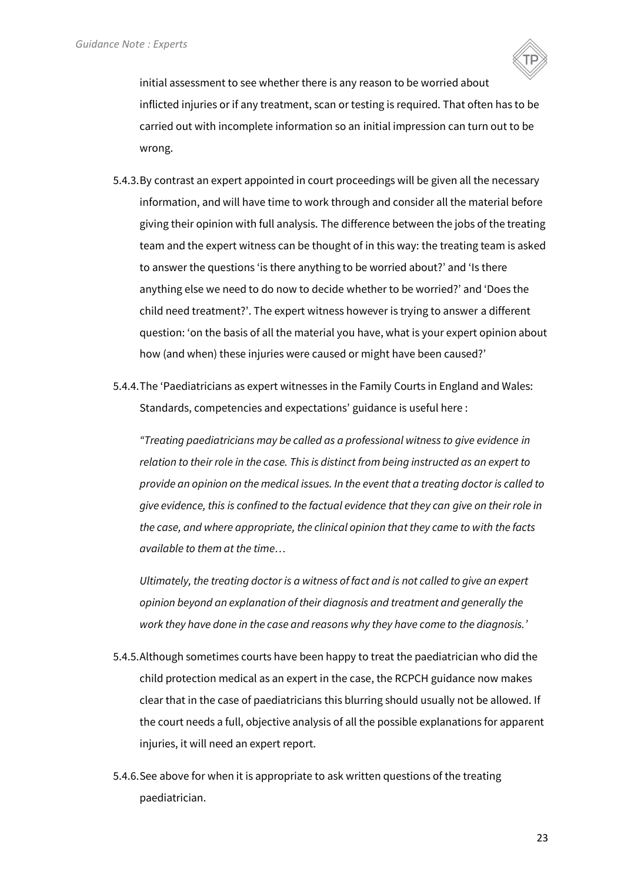initial assessment to see whether there is any reason to be worried about inflicted injuries or if any treatment, scan or testing is required. That often has to be carried out with incomplete information so an initial impression can turn out to be wrong.

5.4.3. By contrast an expert appointed in court proceedings will be given all the necessary information, and will have time to work through and consider all the material before giving their opinion with full analysis. The difference between the jobs of the treating team and the expert witness can be thought of in this way: the treating team is asked to answer the questions 'is there anything to be worried about?' and 'Is there anything else we need to do now to decide whether to be worried?' and 'Does the child need treatment?'. The expert witness however is trying to answer a different question: 'on the basis of all the material you have, what is your expert opinion about how (and when) these injuries were caused or might have been caused?'

5.4.4. The 'Paediatricians as expert witnesses in the Family Courts in England and Wales: Standards, competencies and expectations' guidance is useful here :

*"Treating paediatricians may be called as a professional witness to give evidence in relation to their role in the case. This is distinct from being instructed as an expert to provide an opinion on the medical issues. In the event that a treating doctor is called to give evidence, this is confined to the factual evidence that they can give on their role in the case, and where appropriate, the clinical opinion that they came to with the facts available to them at the time…*

*Ultimately, the treating doctor is a witness of fact and is not called to give an expert opinion beyond an explanation of their diagnosis and treatment and generally the work they have done in the case and reasons why they have come to the diagnosis.'*

5.4.5. Although sometimes courts have been happy to treat the paediatrician who did the child protection medical as an expert in the case, the RCPCH guidance now makes clear that in the case of paediatricians this blurring should usually not be allowed. If the court needs a full, objective analysis of all the possible explanations for apparent injuries, it will need an expert report.

5.4.6. See above for when it is appropriate to ask written questions of the treating paediatrician.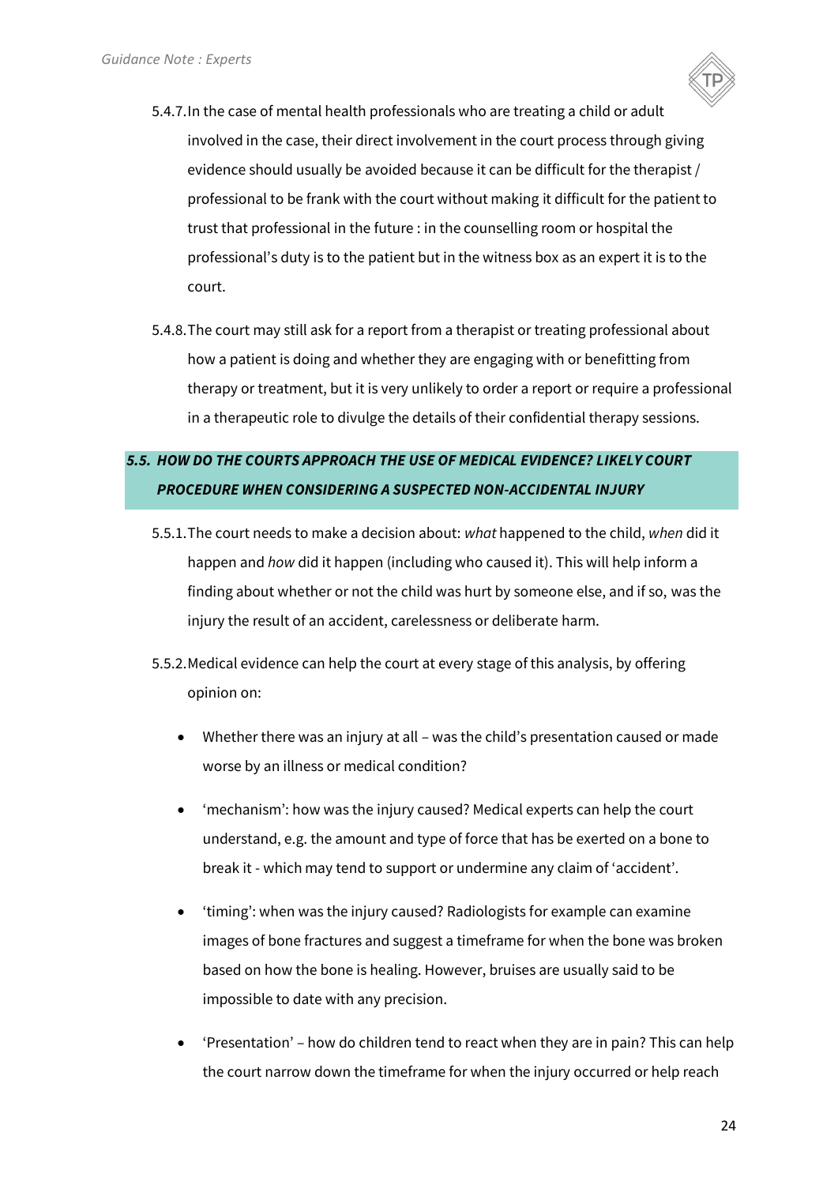5.4.7. In the case of mental health professionals who are treating a child or adult involved in the case, their direct involvement in the court process through giving evidence should usually be avoided because it can be difficult for the therapist / professional to be frank with the court without making it difficult for the patient to trust that professional in the future : in the counselling room or hospital the professional's duty is to the patient but in the witness box as an expert it is to the court.

5.4.8. The court may still ask for a report from a therapist or treating professional about how a patient is doing and whether they are engaging with or benefitting from therapy or treatment, but it is very unlikely to order a report or require a professional in a therapeutic role to divulge the details of their confidential therapy sessions.

### *5.5. HOW DO THE COURTS APPROACH THE USE OF MEDICAL EVIDENCE? LIKELY COURT PROCEDURE WHEN CONSIDERING A SUSPECTED NON-ACCIDENTAL INJURY*

5.5.1. The court needs to make a decision about: *what* happened to the child, *when* did it happen and *how* did it happen (including who caused it). This will help inform a finding about whether or not the child was hurt by someone else, and if so, was the injury the result of an accident, carelessness or deliberate harm.

5.5.2. Medical evidence can help the court at every stage of this analysis, by offering opinion on:

- Whether there was an injury at all – was the child's presentation caused or made worse by an illness or medical condition?
- 'mechanism': how was the injury caused? Medical experts can help the court understand, e.g. the amount and type of force that has be exerted on a bone to break it - which may tend to support or undermine any claim of 'accident'.
- 'timing': when was the injury caused? Radiologists for example can examine images of bone fractures and suggest a timeframe for when the bone was broken based on how the bone is healing. However, bruises are usually said to be impossible to date with any precision.
- 'Presentation' – how do children tend to react when they are in pain? This can help the court narrow down the timeframe for when the injury occurred or help reach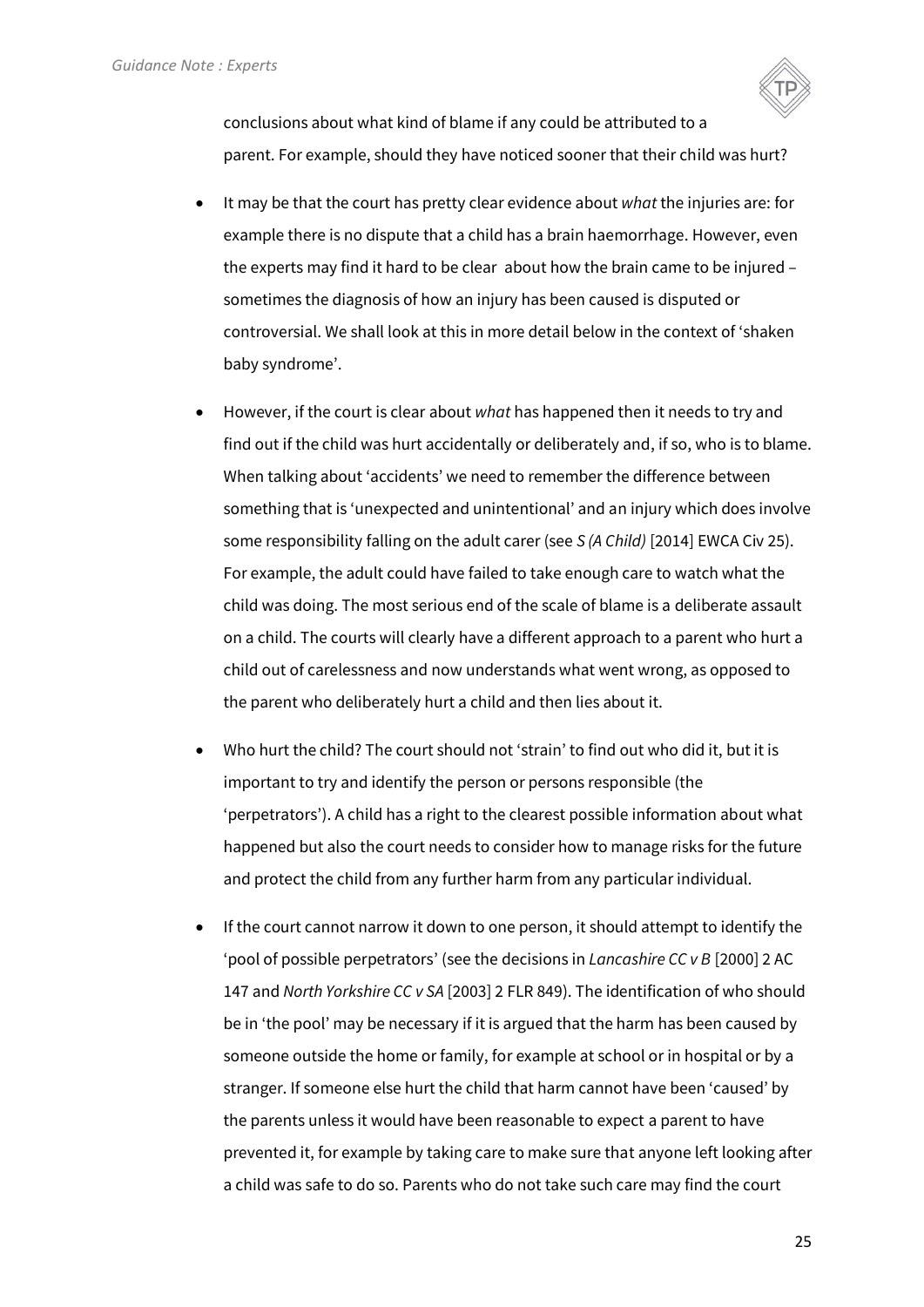conclusions about what kind of blame if any could be attributed to a parent. For example, should they have noticed sooner that their child was hurt?

- It may be that the court has pretty clear evidence about *what* the injuries are: for example there is no dispute that a child has a brain haemorrhage. However, even the experts may find it hard to be clear about how the brain came to be injured – sometimes the diagnosis of how an injury has been caused is disputed or controversial. We shall look at this in more detail below in the context of 'shaken baby syndrome'.

- However, if the court is clear about *what* has happened then it needs to try and find out if the child was hurt accidentally or deliberately and, if so, who is to blame. When talking about 'accidents' we need to remember the difference between something that is 'unexpected and unintentional' and an injury which does involve some responsibility falling on the adult carer (see *S (A Child)* [2014] EWCA Civ 25). For example, the adult could have failed to take enough care to watch what the child was doing. The most serious end of the scale of blame is a deliberate assault on a child. The courts will clearly have a different approach to a parent who hurt a child out of carelessness and now understands what went wrong, as opposed to the parent who deliberately hurt a child and then lies about it.

- Who hurt the child? The court should not 'strain' to find out who did it, but it is important to try and identify the person or persons responsible (the 'perpetrators'). A child has a right to the clearest possible information about what happened but also the court needs to consider how to manage risks for the future and protect the child from any further harm from any particular individual.

- If the court cannot narrow it down to one person, it should attempt to identify the 'pool of possible perpetrators' (see the decisions in *Lancashire CC v B* [2000] 2 AC 147 and *North Yorkshire CC v SA* [2003] 2 FLR 849). The identification of who should be in 'the pool' may be necessary if it is argued that the harm has been caused by someone outside the home or family, for example at school or in hospital or by a stranger. If someone else hurt the child that harm cannot have been 'caused' by the parents unless it would have been reasonable to expect a parent to have prevented it, for example by taking care to make sure that anyone left looking after a child was safe to do so. Parents who do not take such care may find the court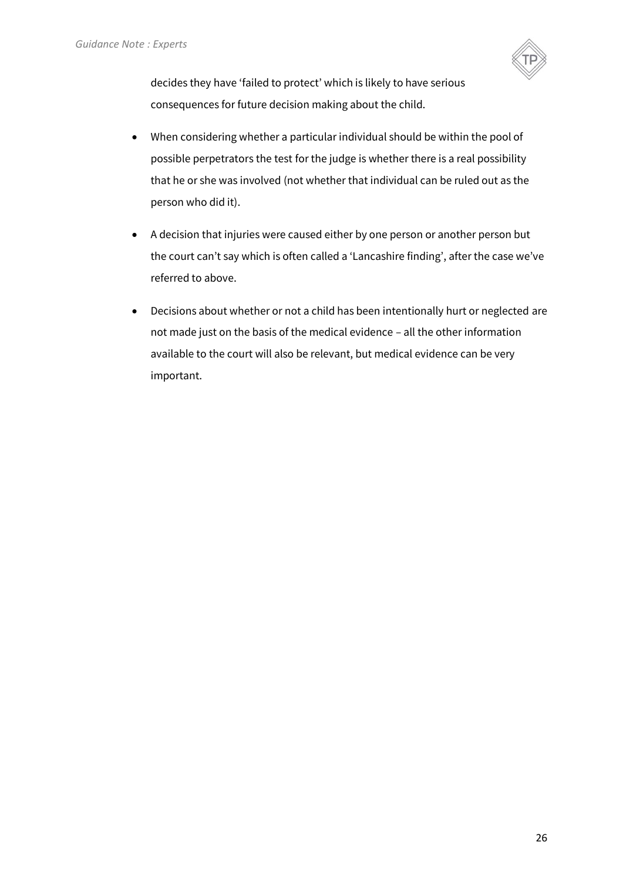decides they have 'failed to protect' which is likely to have serious consequences for future decision making about the child.

- When considering whether a particular individual should be within the pool of possible perpetrators the test for the judge is whether there is a real possibility that he or she was involved (not whether that individual can be ruled out as the person who did it).

- A decision that injuries were caused either by one person or another person but the court can't say which is often called a 'Lancashire finding', after the case we've referred to above.

- Decisions about whether or not a child has been intentionally hurt or neglected are not made just on the basis of the medical evidence – all the other information available to the court will also be relevant, but medical evidence can be very important.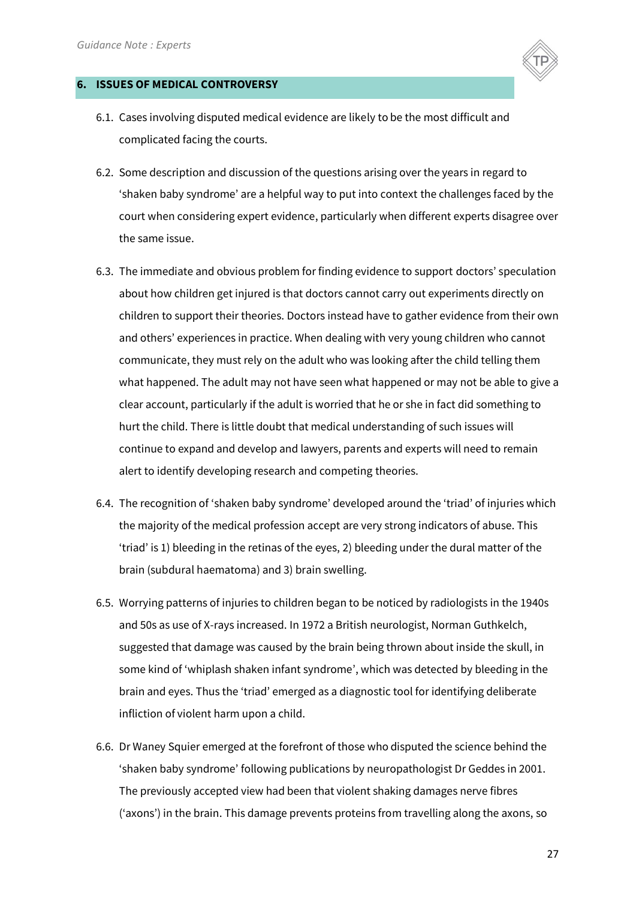## 6. ISSUES OF MEDICAL CONTROVERSY

6.1. Cases involving disputed medical evidence are likely to be the most difficult and complicated facing the courts.

6.2. Some description and discussion of the questions arising over the years in regard to 'shaken baby syndrome' are a helpful way to put into context the challenges faced by the court when considering expert evidence, particularly when different experts disagree over the same issue.

6.3. The immediate and obvious problem for finding evidence to support doctors' speculation about how children get injured is that doctors cannot carry out experiments directly on children to support their theories. Doctors instead have to gather evidence from their own and others' experiences in practice. When dealing with very young children who cannot communicate, they must rely on the adult who was looking after the child telling them what happened. The adult may not have seen what happened or may not be able to give a clear account, particularly if the adult is worried that he or she in fact did something to hurt the child. There is little doubt that medical understanding of such issues will continue to expand and develop and lawyers, parents and experts will need to remain alert to identify developing research and competing theories.

6.4. The recognition of 'shaken baby syndrome' developed around the 'triad' of injuries which the majority of the medical profession accept are very strong indicators of abuse. This 'triad' is 1) bleeding in the retinas of the eyes, 2) bleeding under the dural matter of the brain (subdural haematoma) and 3) brain swelling.

6.5. Worrying patterns of injuries to children began to be noticed by radiologists in the 1940s and 50s as use of X-rays increased. In 1972 a British neurologist, Norman Guthkelch, suggested that damage was caused by the brain being thrown about inside the skull, in some kind of 'whiplash shaken infant syndrome', which was detected by bleeding in the brain and eyes. Thus the 'triad' emerged as a diagnostic tool for identifying deliberate infliction of violent harm upon a child.

6.6. Dr Waney Squier emerged at the forefront of those who disputed the science behind the 'shaken baby syndrome' following publications by neuropathologist Dr Geddes in 2001. The previously accepted view had been that violent shaking damages nerve fibres ('axons') in the brain. This damage prevents proteins from travelling along the axons, so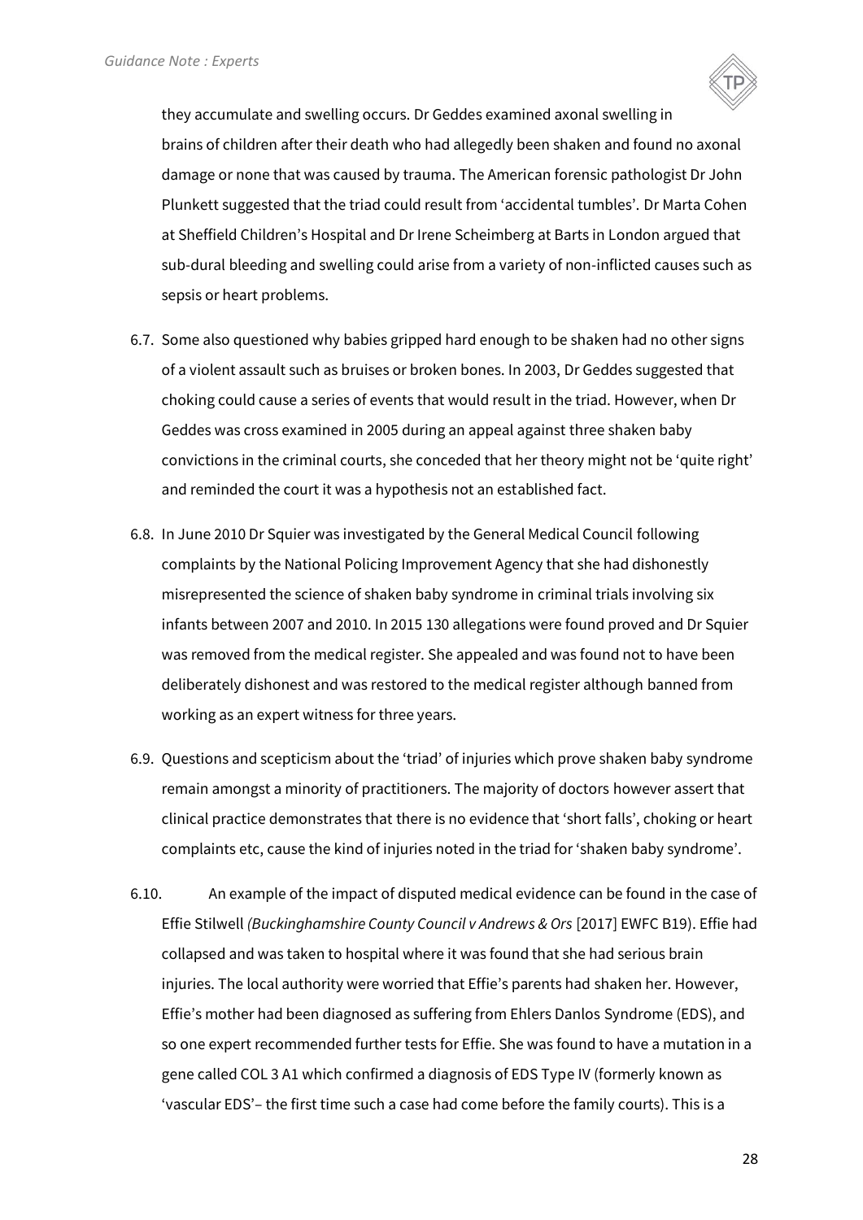they accumulate and swelling occurs. Dr Geddes examined axonal swelling in brains of children after their death who had allegedly been shaken and found no axonal damage or none that was caused by trauma. The American forensic pathologist Dr John Plunkett suggested that the triad could result from 'accidental tumbles'. Dr Marta Cohen at Sheffield Children's Hospital and Dr Irene Scheimberg at Barts in London argued that sub-dural bleeding and swelling could arise from a variety of non-inflicted causes such as sepsis or heart problems.

6.7. Some also questioned why babies gripped hard enough to be shaken had no other signs of a violent assault such as bruises or broken bones. In 2003, Dr Geddes suggested that choking could cause a series of events that would result in the triad. However, when Dr Geddes was cross examined in 2005 during an appeal against three shaken baby convictions in the criminal courts, she conceded that her theory might not be 'quite right' and reminded the court it was a hypothesis not an established fact.

6.8. In June 2010 Dr Squier was investigated by the General Medical Council following complaints by the National Policing Improvement Agency that she had dishonestly misrepresented the science of shaken baby syndrome in criminal trials involving six infants between 2007 and 2010. In 2015 130 allegations were found proved and Dr Squier was removed from the medical register. She appealed and was found not to have been deliberately dishonest and was restored to the medical register although banned from working as an expert witness for three years.

6.9. Questions and scepticism about the 'triad' of injuries which prove shaken baby syndrome remain amongst a minority of practitioners. The majority of doctors however assert that clinical practice demonstrates that there is no evidence that 'short falls', choking or heart complaints etc, cause the kind of injuries noted in the triad for 'shaken baby syndrome'.

6.10. An example of the impact of disputed medical evidence can be found in the case of Effie Stilwell *(Buckinghamshire County Council v Andrews & Ors* [2017] EWFC B19). Effie had collapsed and was taken to hospital where it was found that she had serious brain injuries. The local authority were worried that Effie's parents had shaken her. However, Effie's mother had been diagnosed as suffering from Ehlers Danlos Syndrome (EDS), and so one expert recommended further tests for Effie. She was found to have a mutation in a gene called COL 3 A1 which confirmed a diagnosis of EDS Type IV (formerly known as 'vascular EDS'– the first time such a case had come before the family courts). This is a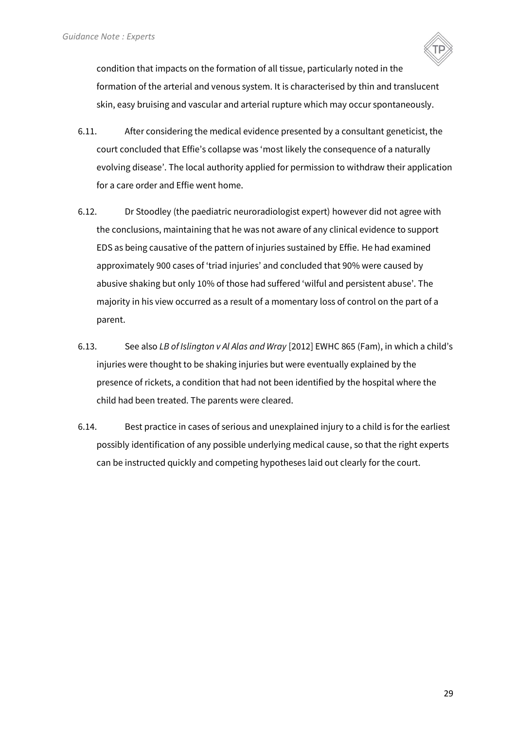condition that impacts on the formation of all tissue, particularly noted in the formation of the arterial and venous system. It is characterised by thin and translucent skin, easy bruising and vascular and arterial rupture which may occur spontaneously.

6.11. After considering the medical evidence presented by a consultant geneticist, the court concluded that Effie's collapse was 'most likely the consequence of a naturally evolving disease'. The local authority applied for permission to withdraw their application for a care order and Effie went home.

6.12. Dr Stoodley (the paediatric neuroradiologist expert) however did not agree with the conclusions, maintaining that he was not aware of any clinical evidence to support EDS as being causative of the pattern of injuries sustained by Effie. He had examined approximately 900 cases of 'triad injuries' and concluded that 90% were caused by abusive shaking but only 10% of those had suffered 'wilful and persistent abuse'. The majority in his view occurred as a result of a momentary loss of control on the part of a parent.

6.13. See also *LB of Islington v Al Alas and Wray* [2012] EWHC 865 (Fam), in which a child's injuries were thought to be shaking injuries but were eventually explained by the presence of rickets, a condition that had not been identified by the hospital where the child had been treated. The parents were cleared.

6.14. Best practice in cases of serious and unexplained injury to a child is for the earliest possibly identification of any possible underlying medical cause, so that the right experts can be instructed quickly and competing hypotheses laid out clearly for the court.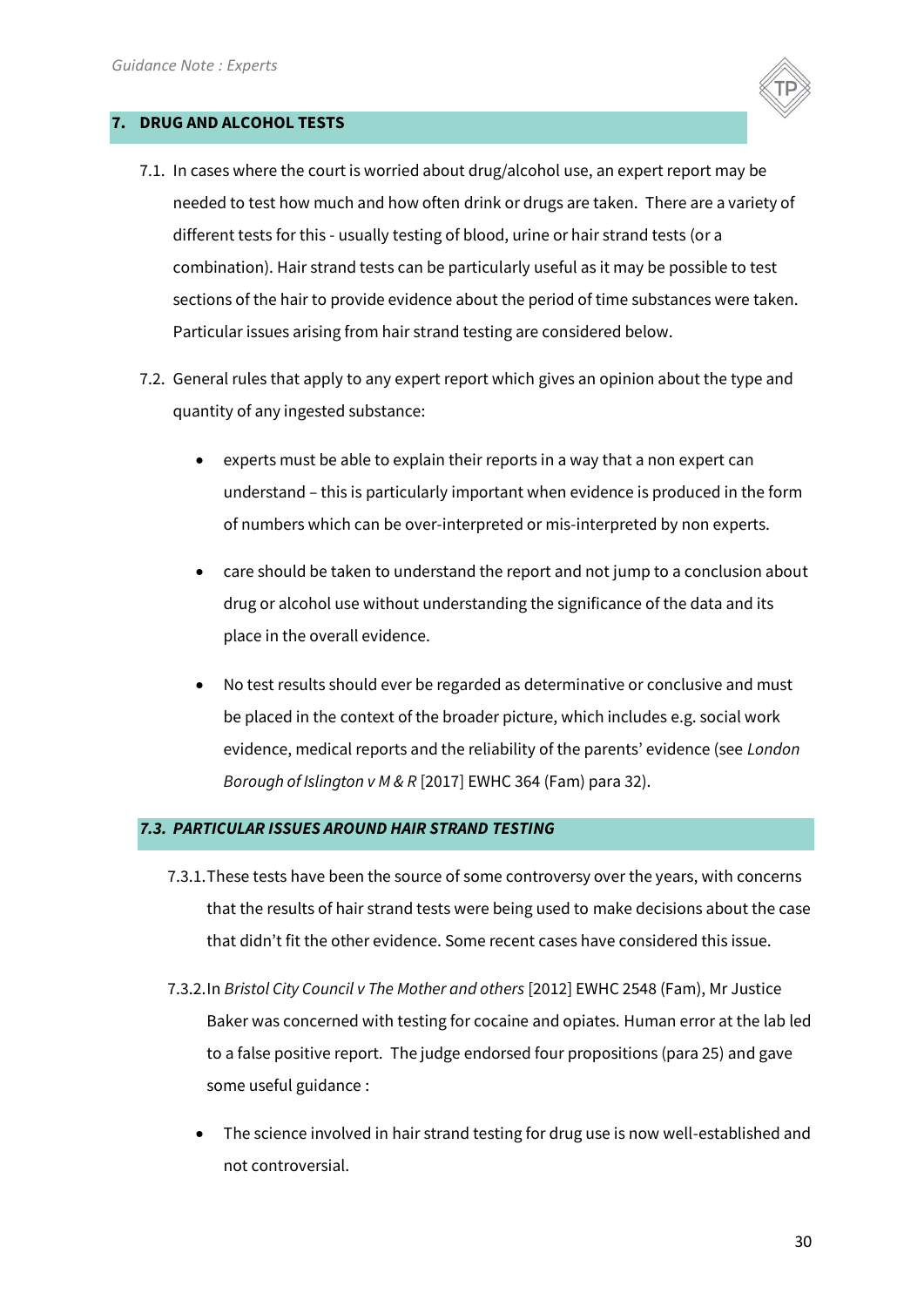## 7. DRUG AND ALCOHOL TESTS

7.1. In cases where the court is worried about drug/alcohol use, an expert report may be needed to test how much and how often drink or drugs are taken. There are a variety of different tests for this - usually testing of blood, urine or hair strand tests (or a combination). Hair strand tests can be particularly useful as it may be possible to test sections of the hair to provide evidence about the period of time substances were taken. Particular issues arising from hair strand testing are considered below.

7.2. General rules that apply to any expert report which gives an opinion about the type and quantity of any ingested substance:

- experts must be able to explain their reports in a way that a non expert can understand – this is particularly important when evidence is produced in the form of numbers which can be over-interpreted or mis-interpreted by non experts.
- care should be taken to understand the report and not jump to a conclusion about drug or alcohol use without understanding the significance of the data and its place in the overall evidence.
- No test results should ever be regarded as determinative or conclusive and must be placed in the context of the broader picture, which includes e.g. social work evidence, medical reports and the reliability of the parents' evidence (see *London Borough of Islington v M & R* [2017] EWHC 364 (Fam) para 32).

### *7.3. PARTICULAR ISSUES AROUND HAIR STRAND TESTING*

7.3.1. These tests have been the source of some controversy over the years, with concerns that the results of hair strand tests were being used to make decisions about the case that didn't fit the other evidence. Some recent cases have considered this issue.

7.3.2. In *Bristol City Council v The Mother and others* [2012] EWHC 2548 (Fam), Mr Justice Baker was concerned with testing for cocaine and opiates. Human error at the lab led to a false positive report. The judge endorsed four propositions (para 25) and gave some useful guidance :

- The science involved in hair strand testing for drug use is now well-established and not controversial.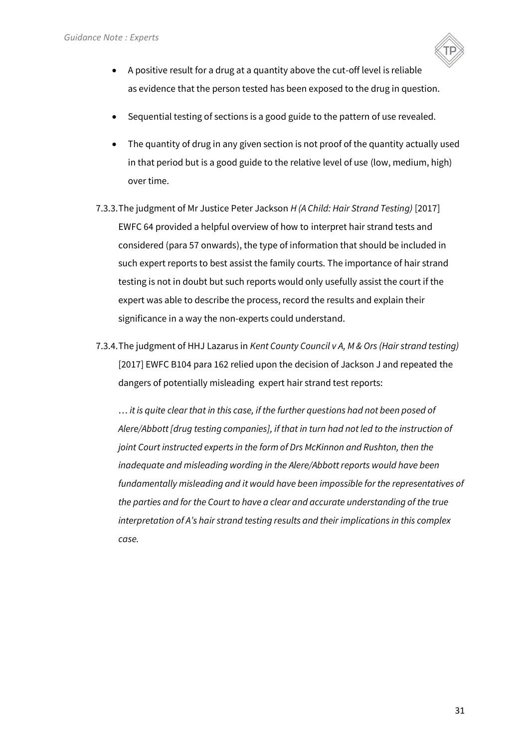- A positive result for a drug at a quantity above the cut-off level is reliable as evidence that the person tested has been exposed to the drug in question.
- Sequential testing of sections is a good guide to the pattern of use revealed.
- The quantity of drug in any given section is not proof of the quantity actually used in that period but is a good guide to the relative level of use (low, medium, high) over time.

7.3.3. The judgment of Mr Justice Peter Jackson *H (A Child: Hair Strand Testing)* [2017] EWFC 64 provided a helpful overview of how to interpret hair strand tests and considered (para 57 onwards), the type of information that should be included in such expert reports to best assist the family courts. The importance of hair strand testing is not in doubt but such reports would only usefully assist the court if the expert was able to describe the process, record the results and explain their significance in a way the non-experts could understand.

7.3.4. The judgment of HHJ Lazarus in *Kent County Council v A, M & Ors (Hair strand testing)* [2017] EWFC B104 para 162 relied upon the decision of Jackson J and repeated the dangers of potentially misleading expert hair strand test reports:

> *… it is quite clear that in this case, if the further questions had not been posed of Alere/Abbott [drug testing companies], if that in turn had not led to the instruction of joint Court instructed experts in the form of Drs McKinnon and Rushton, then the inadequate and misleading wording in the Alere/Abbott reports would have been fundamentally misleading and it would have been impossible for the representatives of the parties and for the Court to have a clear and accurate understanding of the true interpretation of A's hair strand testing results and their implications in this complex case.*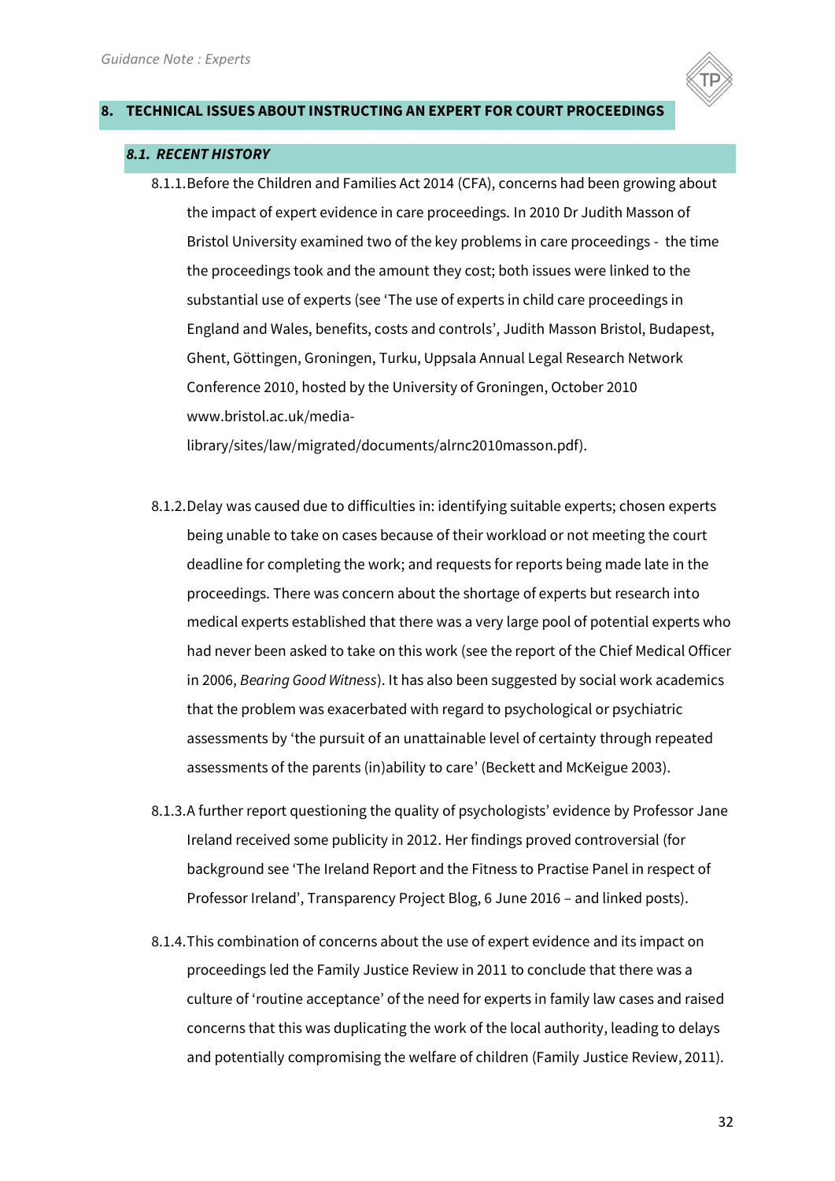## 8. TECHNICAL ISSUES ABOUT INSTRUCTING AN EXPERT FOR COURT PROCEEDINGS

### *8.1. RECENT HISTORY*

8.1.1. Before the Children and Families Act 2014 (CFA), concerns had been growing about the impact of expert evidence in care proceedings. In 2010 Dr Judith Masson of Bristol University examined two of the key problems in care proceedings - the time the proceedings took and the amount they cost; both issues were linked to the substantial use of experts (see 'The use of experts in child care proceedings in England and Wales, benefits, costs and controls', Judith Masson Bristol, Budapest, Ghent, Göttingen, Groningen, Turku, Uppsala Annual Legal Research Network Conference 2010, hosted by the University of Groningen, October 2010 www.bristol.ac.uk/media-library/sites/law/migrated/documents/alrnc2010masson.pdf).

8.1.2. Delay was caused due to difficulties in: identifying suitable experts; chosen experts being unable to take on cases because of their workload or not meeting the court deadline for completing the work; and requests for reports being made late in the proceedings. There was concern about the shortage of experts but research into medical experts established that there was a very large pool of potential experts who had never been asked to take on this work (see the report of the Chief Medical Officer in 2006, *Bearing Good Witness*). It has also been suggested by social work academics that the problem was exacerbated with regard to psychological or psychiatric assessments by 'the pursuit of an unattainable level of certainty through repeated assessments of the parents (in)ability to care' (Beckett and McKeigue 2003).

8.1.3. A further report questioning the quality of psychologists' evidence by Professor Jane Ireland received some publicity in 2012. Her findings proved controversial (for background see 'The Ireland Report and the Fitness to Practise Panel in respect of Professor Ireland', Transparency Project Blog, 6 June 2016 – and linked posts).

8.1.4. This combination of concerns about the use of expert evidence and its impact on proceedings led the Family Justice Review in 2011 to conclude that there was a culture of 'routine acceptance' of the need for experts in family law cases and raised concerns that this was duplicating the work of the local authority, leading to delays and potentially compromising the welfare of children (Family Justice Review, 2011).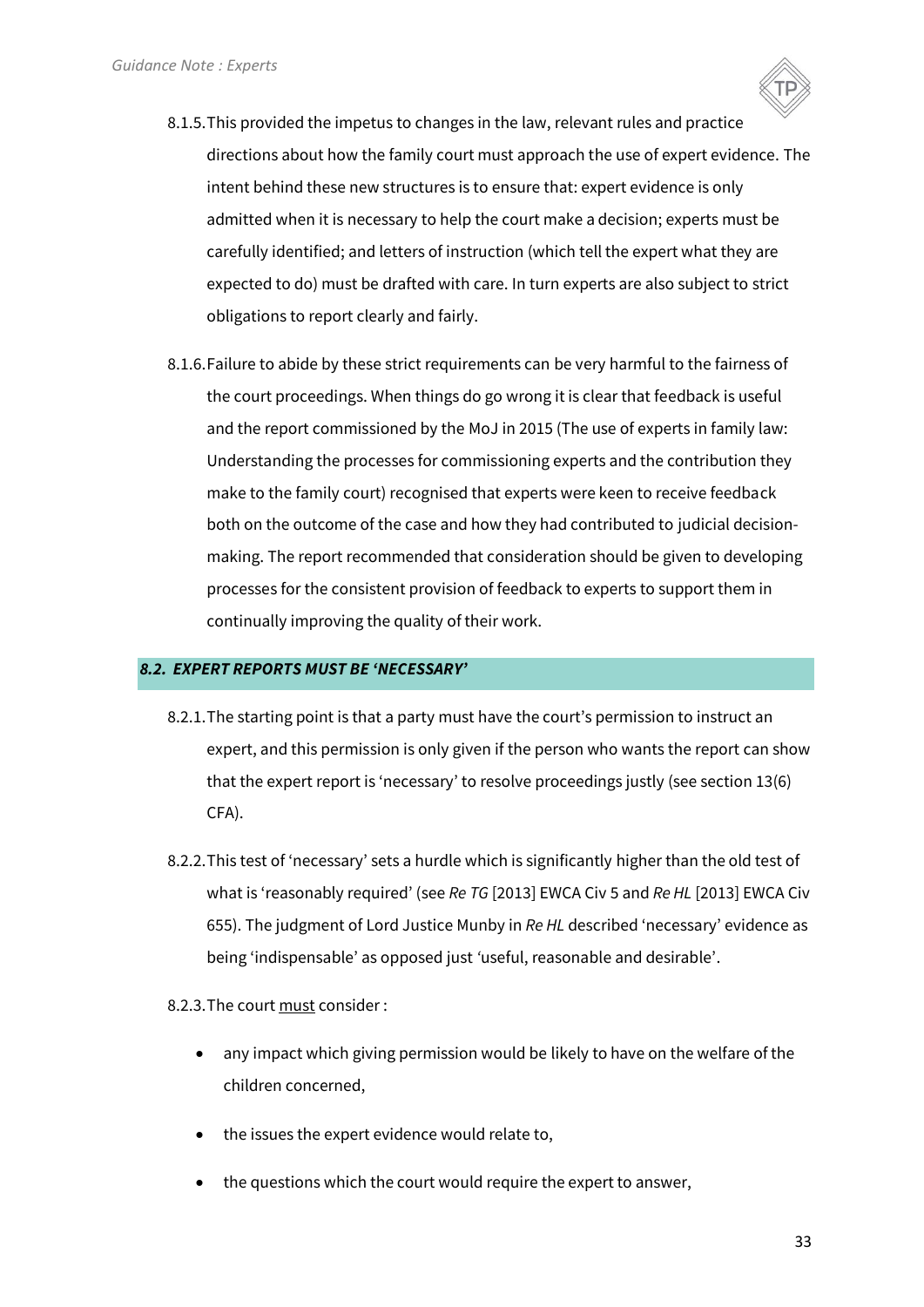8.1.5. This provided the impetus to changes in the law, relevant rules and practice directions about how the family court must approach the use of expert evidence. The intent behind these new structures is to ensure that: expert evidence is only admitted when it is necessary to help the court make a decision; experts must be carefully identified; and letters of instruction (which tell the expert what they are expected to do) must be drafted with care. In turn experts are also subject to strict obligations to report clearly and fairly.

8.1.6. Failure to abide by these strict requirements can be very harmful to the fairness of the court proceedings. When things do go wrong it is clear that feedback is useful and the report commissioned by the MoJ in 2015 (The use of experts in family law: Understanding the processes for commissioning experts and the contribution they make to the family court) recognised that experts were keen to receive feedback both on the outcome of the case and how they had contributed to judicial decision-making. The report recommended that consideration should be given to developing processes for the consistent provision of feedback to experts to support them in continually improving the quality of their work.

## ***8.2. EXPERT REPORTS MUST BE 'NECESSARY'***

8.2.1. The starting point is that a party must have the court's permission to instruct an expert, and this permission is only given if the person who wants the report can show that the expert report is 'necessary' to resolve proceedings justly (see section 13(6) CFA).

8.2.2. This test of 'necessary' sets a hurdle which is significantly higher than the old test of what is 'reasonably required' (see *Re TG* [2013] EWCA Civ 5 and *Re HL* [2013] EWCA Civ 655). The judgment of Lord Justice Munby in *Re HL* described 'necessary' evidence as being 'indispensable' as opposed just 'useful, reasonable and desirable'.

8.2.3. The court <u>must</u> consider :

- any impact which giving permission would be likely to have on the welfare of the children concerned,
- the issues the expert evidence would relate to,
- the questions which the court would require the expert to answer,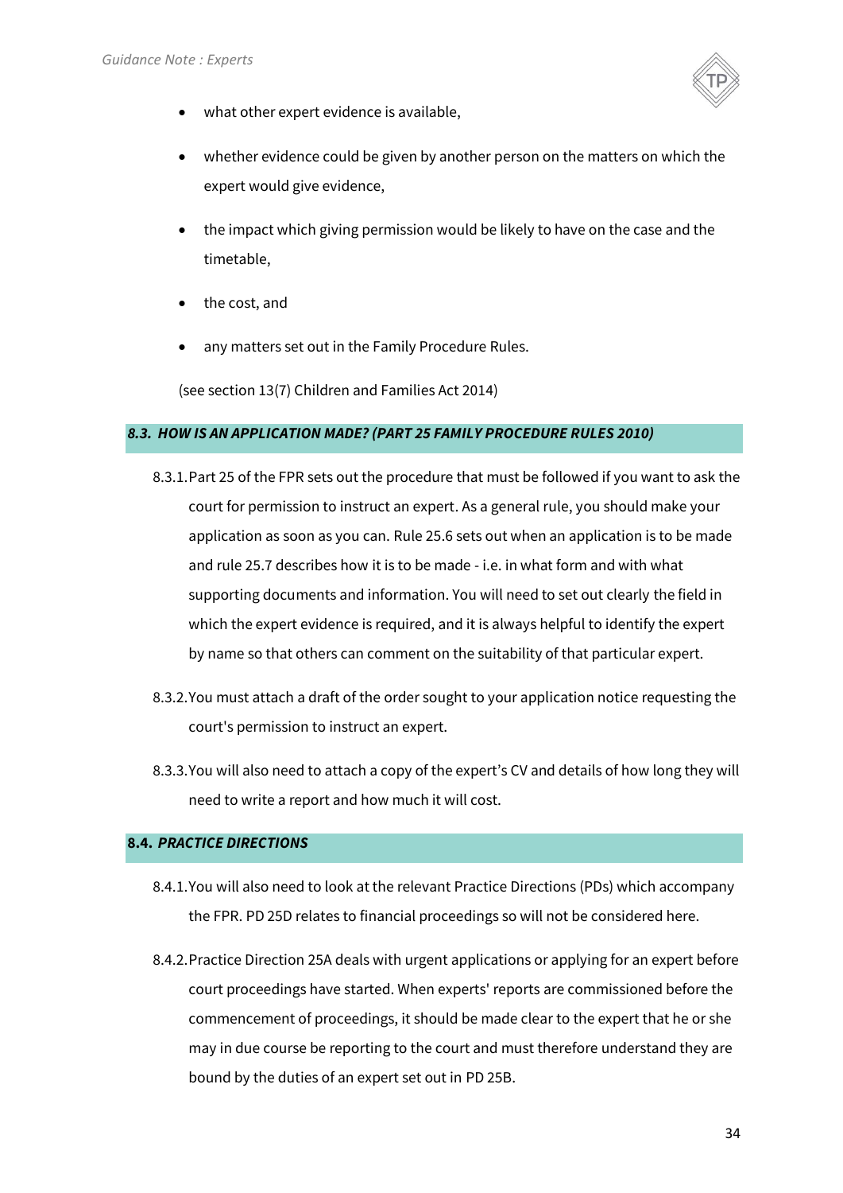- what other expert evidence is available,
- whether evidence could be given by another person on the matters on which the expert would give evidence,
- the impact which giving permission would be likely to have on the case and the timetable,
- the cost, and
- any matters set out in the Family Procedure Rules.

(see section 13(7) Children and Families Act 2014)

### 8.3. *HOW IS AN APPLICATION MADE? (PART 25 FAMILY PROCEDURE RULES 2010)*

8.3.1. Part 25 of the FPR sets out the procedure that must be followed if you want to ask the court for permission to instruct an expert. As a general rule, you should make your application as soon as you can. Rule 25.6 sets out when an application is to be made and rule 25.7 describes how it is to be made - i.e. in what form and with what supporting documents and information. You will need to set out clearly the field in which the expert evidence is required, and it is always helpful to identify the expert by name so that others can comment on the suitability of that particular expert.

8.3.2. You must attach a draft of the order sought to your application notice requesting the court's permission to instruct an expert.

8.3.3. You will also need to attach a copy of the expert's CV and details of how long they will need to write a report and how much it will cost.

### 8.4. *PRACTICE DIRECTIONS*

8.4.1. You will also need to look at the relevant Practice Directions (PDs) which accompany the FPR. PD 25D relates to financial proceedings so will not be considered here.

8.4.2. Practice Direction 25A deals with urgent applications or applying for an expert before court proceedings have started. When experts' reports are commissioned before the commencement of proceedings, it should be made clear to the expert that he or she may in due course be reporting to the court and must therefore understand they are bound by the duties of an expert set out in PD 25B.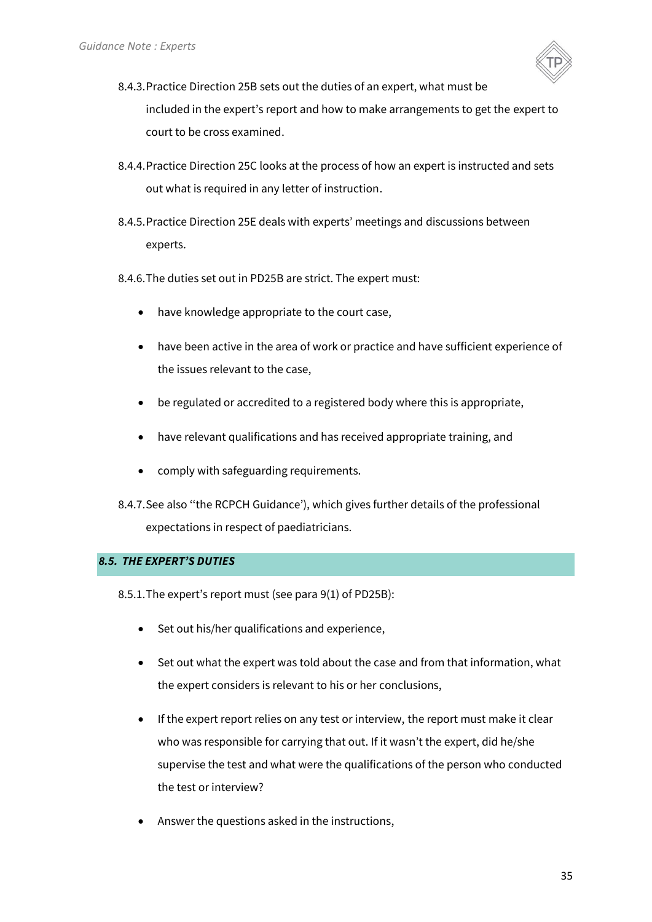8.4.3. Practice Direction 25B sets out the duties of an expert, what must be included in the expert's report and how to make arrangements to get the expert to court to be cross examined.

8.4.4. Practice Direction 25C looks at the process of how an expert is instructed and sets out what is required in any letter of instruction.

8.4.5. Practice Direction 25E deals with experts' meetings and discussions between experts.

8.4.6. The duties set out in PD25B are strict. The expert must:

- have knowledge appropriate to the court case,
- have been active in the area of work or practice and have sufficient experience of the issues relevant to the case,
- be regulated or accredited to a registered body where this is appropriate,
- have relevant qualifications and has received appropriate training, and
- comply with safeguarding requirements.

8.4.7. See also ''the RCPCH Guidance'), which gives further details of the professional expectations in respect of paediatricians.

## *8.5. THE EXPERT'S DUTIES*

8.5.1. The expert's report must (see para 9(1) of PD25B):

- Set out his/her qualifications and experience,
- Set out what the expert was told about the case and from that information, what the expert considers is relevant to his or her conclusions,
- If the expert report relies on any test or interview, the report must make it clear who was responsible for carrying that out. If it wasn't the expert, did he/she supervise the test and what were the qualifications of the person who conducted the test or interview?
- Answer the questions asked in the instructions,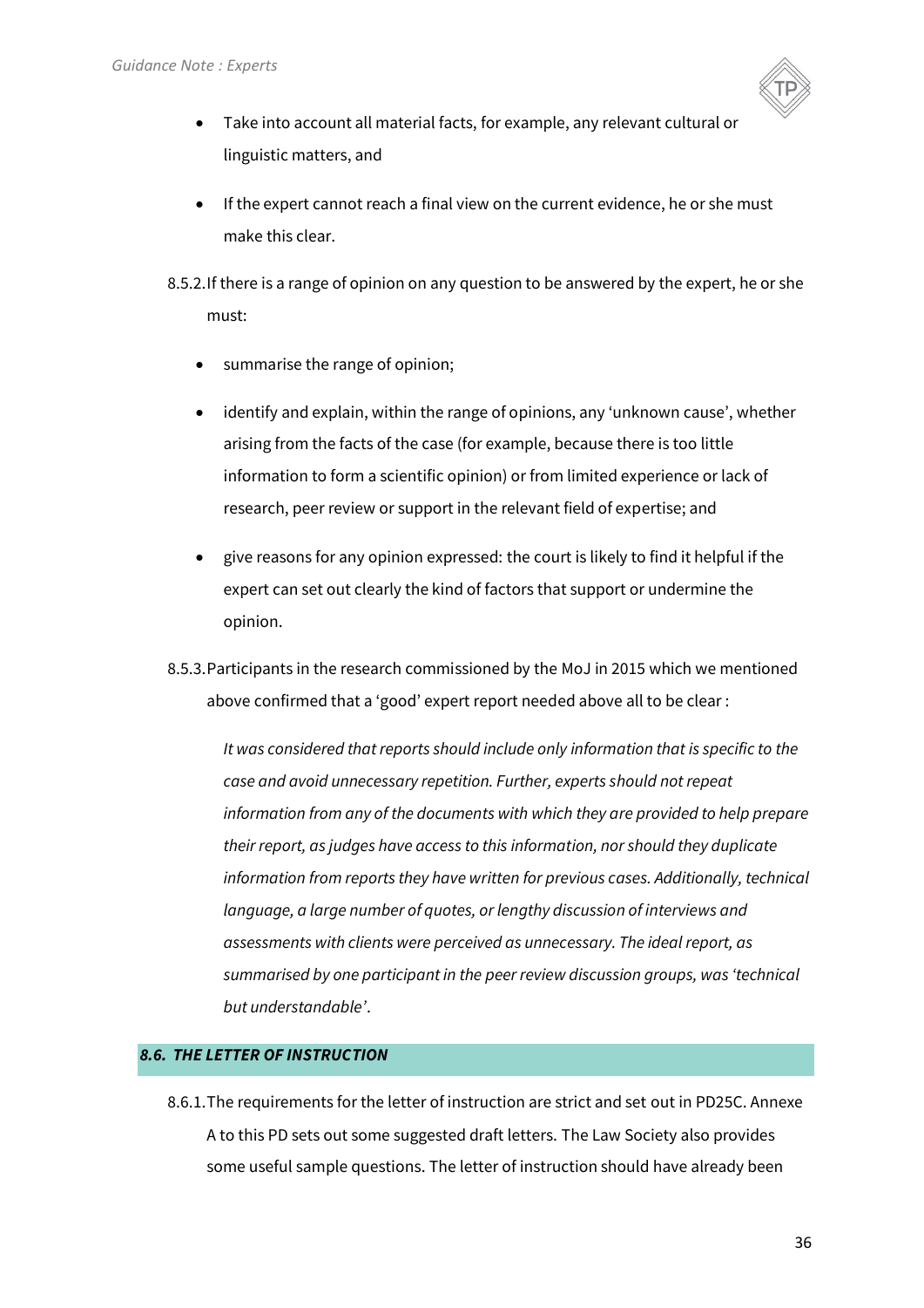- Take into account all material facts, for example, any relevant cultural or linguistic matters, and
- If the expert cannot reach a final view on the current evidence, he or she must make this clear.

8.5.2. If there is a range of opinion on any question to be answered by the expert, he or she must:

- summarise the range of opinion;
- identify and explain, within the range of opinions, any 'unknown cause', whether arising from the facts of the case (for example, because there is too little information to form a scientific opinion) or from limited experience or lack of research, peer review or support in the relevant field of expertise; and
- give reasons for any opinion expressed: the court is likely to find it helpful if the expert can set out clearly the kind of factors that support or undermine the opinion.

8.5.3. Participants in the research commissioned by the MoJ in 2015 which we mentioned above confirmed that a 'good' expert report needed above all to be clear :

> *It was considered that reports should include only information that is specific to the case and avoid unnecessary repetition. Further, experts should not repeat information from any of the documents with which they are provided to help prepare their report, as judges have access to this information, nor should they duplicate information from reports they have written for previous cases. Additionally, technical language, a large number of quotes, or lengthy discussion of interviews and assessments with clients were perceived as unnecessary. The ideal report, as summarised by one participant in the peer review discussion groups, was 'technical but understandable'*.

### *8.6. THE LETTER OF INSTRUCTION*

8.6.1. The requirements for the letter of instruction are strict and set out in PD25C. Annexe A to this PD sets out some suggested draft letters. The Law Society also provides some useful sample questions. The letter of instruction should have already been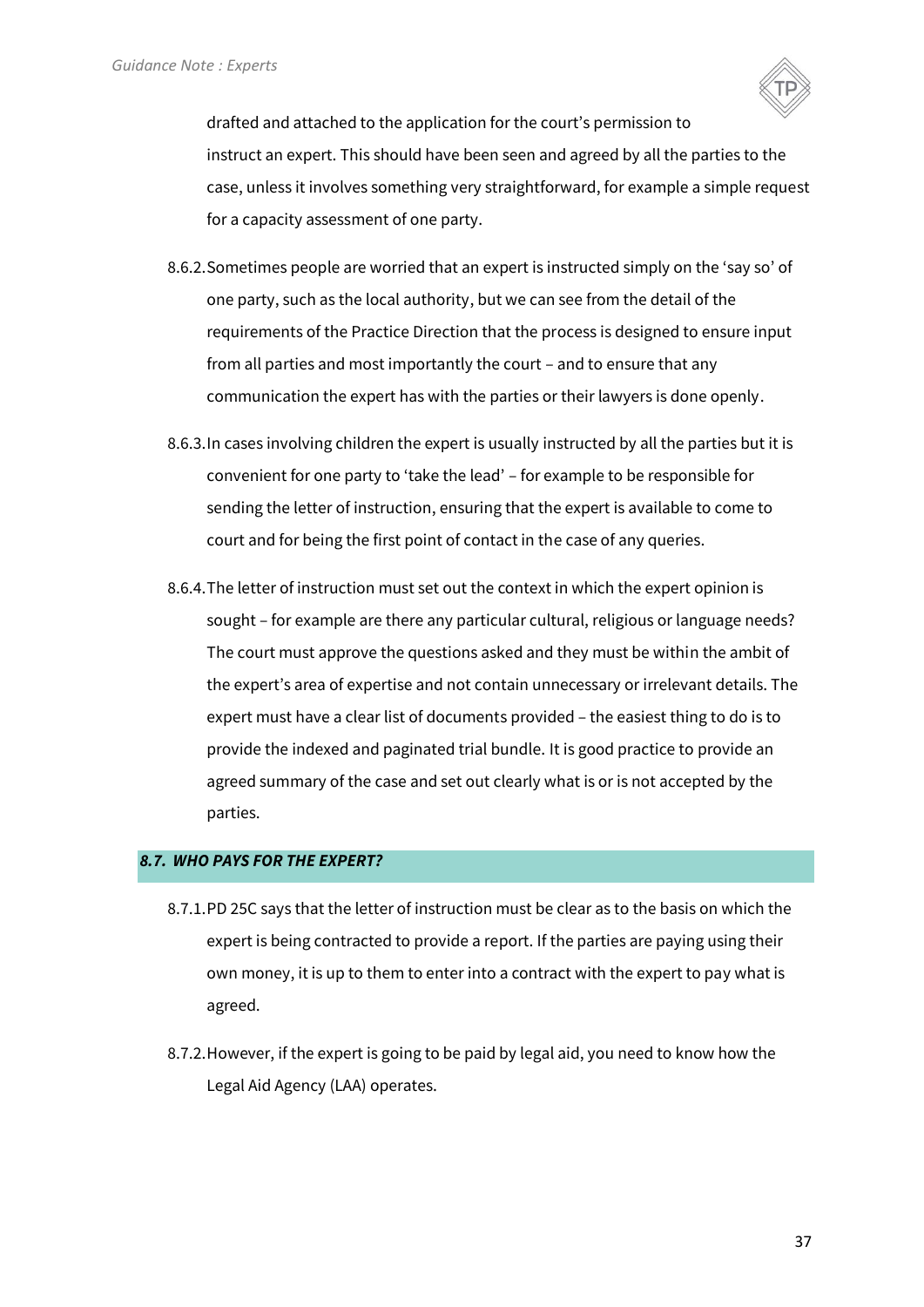drafted and attached to the application for the court's permission to instruct an expert. This should have been seen and agreed by all the parties to the case, unless it involves something very straightforward, for example a simple request for a capacity assessment of one party.

8.6.2. Sometimes people are worried that an expert is instructed simply on the 'say so' of one party, such as the local authority, but we can see from the detail of the requirements of the Practice Direction that the process is designed to ensure input from all parties and most importantly the court – and to ensure that any communication the expert has with the parties or their lawyers is done openly.

8.6.3. In cases involving children the expert is usually instructed by all the parties but it is convenient for one party to 'take the lead' – for example to be responsible for sending the letter of instruction, ensuring that the expert is available to come to court and for being the first point of contact in the case of any queries.

8.6.4. The letter of instruction must set out the context in which the expert opinion is sought – for example are there any particular cultural, religious or language needs? The court must approve the questions asked and they must be within the ambit of the expert's area of expertise and not contain unnecessary or irrelevant details. The expert must have a clear list of documents provided – the easiest thing to do is to provide the indexed and paginated trial bundle. It is good practice to provide an agreed summary of the case and set out clearly what is or is not accepted by the parties.

### *8.7. WHO PAYS FOR THE EXPERT?*

8.7.1. PD 25C says that the letter of instruction must be clear as to the basis on which the expert is being contracted to provide a report. If the parties are paying using their own money, it is up to them to enter into a contract with the expert to pay what is agreed.

8.7.2. However, if the expert is going to be paid by legal aid, you need to know how the Legal Aid Agency (LAA) operates.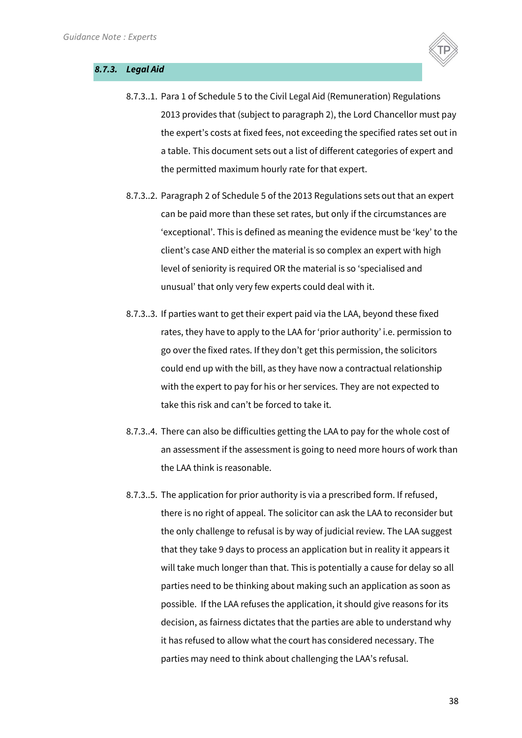### *8.7.3. Legal Aid*

8.7.3..1. Para 1 of Schedule 5 to the Civil Legal Aid (Remuneration) Regulations 2013 provides that (subject to paragraph 2), the Lord Chancellor must pay the expert's costs at fixed fees, not exceeding the specified rates set out in a table. This document sets out a list of different categories of expert and the permitted maximum hourly rate for that expert.

8.7.3..2. Paragraph 2 of Schedule 5 of the 2013 Regulations sets out that an expert can be paid more than these set rates, but only if the circumstances are 'exceptional'. This is defined as meaning the evidence must be 'key' to the client's case AND either the material is so complex an expert with high level of seniority is required OR the material is so 'specialised and unusual' that only very few experts could deal with it.

8.7.3..3. If parties want to get their expert paid via the LAA, beyond these fixed rates, they have to apply to the LAA for 'prior authority' i.e. permission to go over the fixed rates. If they don't get this permission, the solicitors could end up with the bill, as they have now a contractual relationship with the expert to pay for his or her services. They are not expected to take this risk and can't be forced to take it.

8.7.3..4. There can also be difficulties getting the LAA to pay for the whole cost of an assessment if the assessment is going to need more hours of work than the LAA think is reasonable.

8.7.3..5. The application for prior authority is via a prescribed form. If refused, there is no right of appeal. The solicitor can ask the LAA to reconsider but the only challenge to refusal is by way of judicial review. The LAA suggest that they take 9 days to process an application but in reality it appears it will take much longer than that. This is potentially a cause for delay so all parties need to be thinking about making such an application as soon as possible. If the LAA refuses the application, it should give reasons for its decision, as fairness dictates that the parties are able to understand why it has refused to allow what the court has considered necessary. The parties may need to think about challenging the LAA's refusal.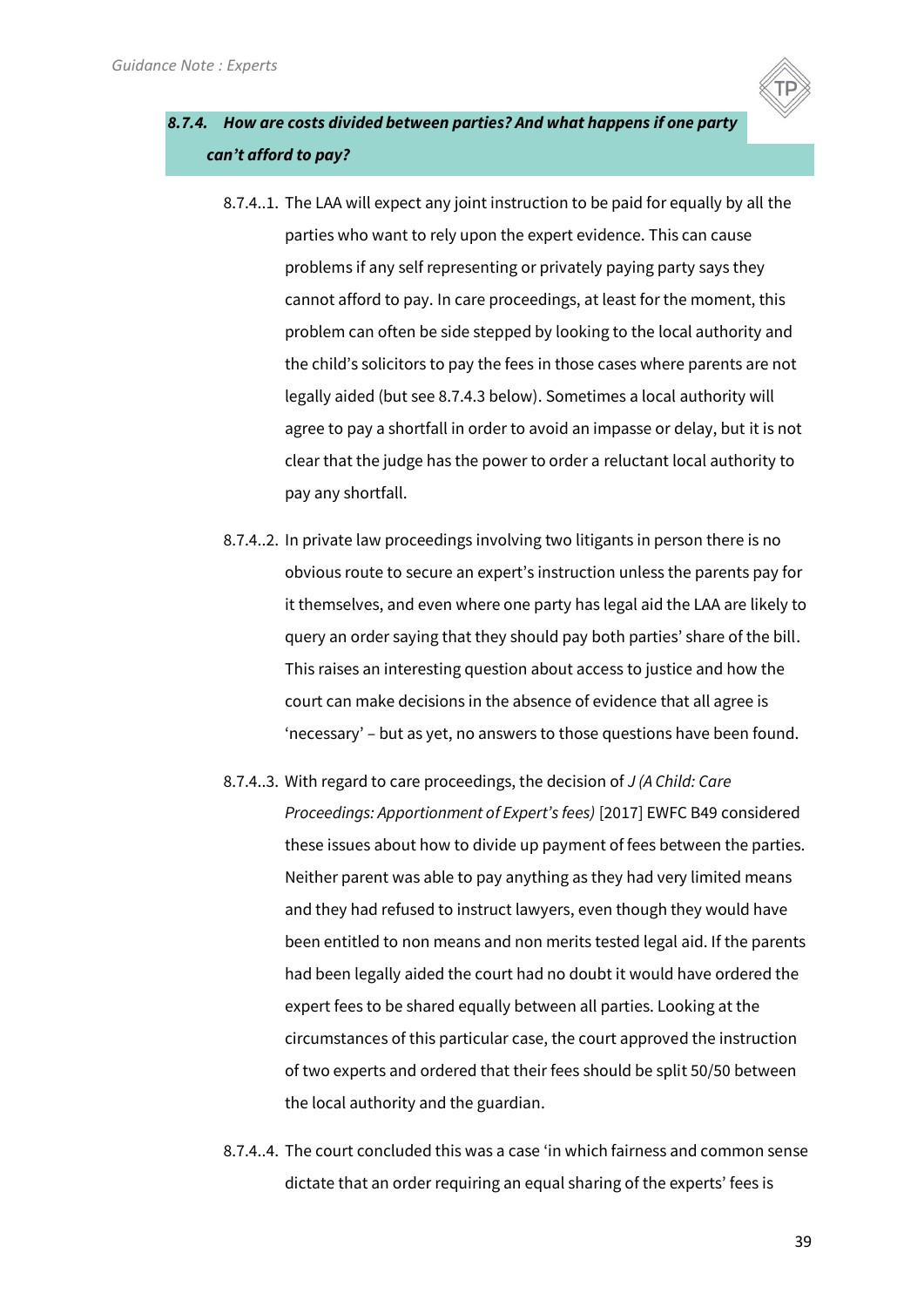### *8.7.4. How are costs divided between parties? And what happens if one party can't afford to pay?*

8.7.4..1. The LAA will expect any joint instruction to be paid for equally by all the parties who want to rely upon the expert evidence. This can cause problems if any self representing or privately paying party says they cannot afford to pay. In care proceedings, at least for the moment, this problem can often be side stepped by looking to the local authority and the child's solicitors to pay the fees in those cases where parents are not legally aided (but see 8.7.4.3 below). Sometimes a local authority will agree to pay a shortfall in order to avoid an impasse or delay, but it is not clear that the judge has the power to order a reluctant local authority to pay any shortfall.

8.7.4..2. In private law proceedings involving two litigants in person there is no obvious route to secure an expert's instruction unless the parents pay for it themselves, and even where one party has legal aid the LAA are likely to query an order saying that they should pay both parties' share of the bill. This raises an interesting question about access to justice and how the court can make decisions in the absence of evidence that all agree is 'necessary' – but as yet, no answers to those questions have been found.

8.7.4..3. With regard to care proceedings, the decision of *J (A Child: Care Proceedings: Apportionment of Expert's fees)* [2017] EWFC B49 considered these issues about how to divide up payment of fees between the parties. Neither parent was able to pay anything as they had very limited means and they had refused to instruct lawyers, even though they would have been entitled to non means and non merits tested legal aid. If the parents had been legally aided the court had no doubt it would have ordered the expert fees to be shared equally between all parties. Looking at the circumstances of this particular case, the court approved the instruction of two experts and ordered that their fees should be split 50/50 between the local authority and the guardian.

8.7.4..4. The court concluded this was a case 'in which fairness and common sense dictate that an order requiring an equal sharing of the experts' fees is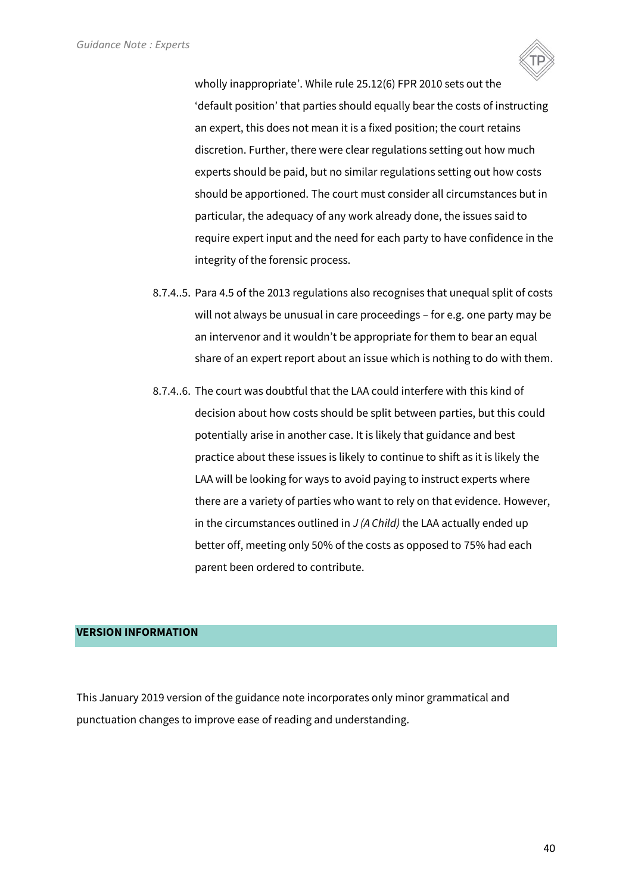wholly inappropriate'. While rule 25.12(6) FPR 2010 sets out the 'default position' that parties should equally bear the costs of instructing an expert, this does not mean it is a fixed position; the court retains discretion. Further, there were clear regulations setting out how much experts should be paid, but no similar regulations setting out how costs should be apportioned. The court must consider all circumstances but in particular, the adequacy of any work already done, the issues said to require expert input and the need for each party to have confidence in the integrity of the forensic process.

8.7.4..5. Para 4.5 of the 2013 regulations also recognises that unequal split of costs will not always be unusual in care proceedings – for e.g. one party may be an intervenor and it wouldn't be appropriate for them to bear an equal share of an expert report about an issue which is nothing to do with them.

8.7.4..6. The court was doubtful that the LAA could interfere with this kind of decision about how costs should be split between parties, but this could potentially arise in another case. It is likely that guidance and best practice about these issues is likely to continue to shift as it is likely the LAA will be looking for ways to avoid paying to instruct experts where there are a variety of parties who want to rely on that evidence. However, in the circumstances outlined in *J (A Child)* the LAA actually ended up better off, meeting only 50% of the costs as opposed to 75% had each parent been ordered to contribute.

## VERSION INFORMATION

This January 2019 version of the guidance note incorporates only minor grammatical and punctuation changes to improve ease of reading and understanding.